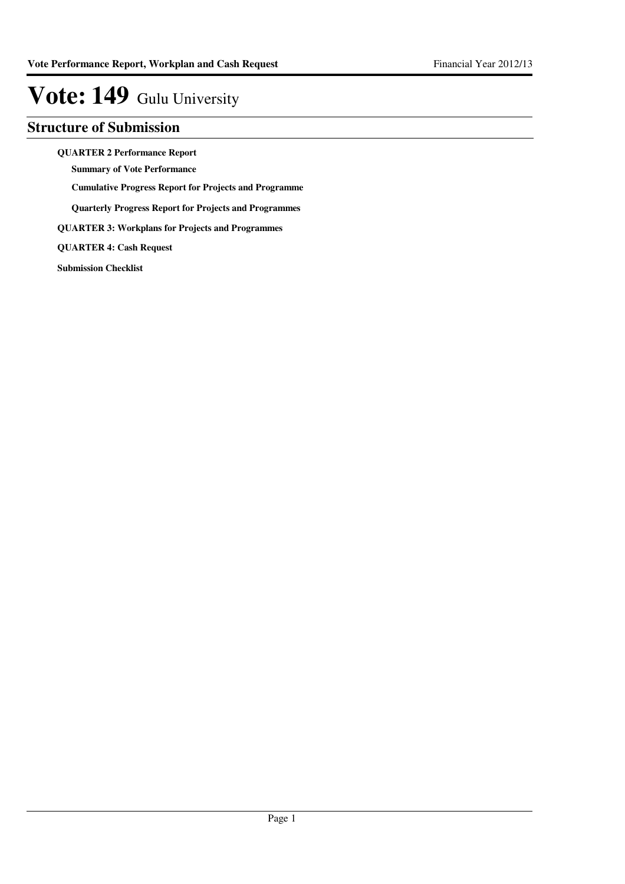# Vote: 149 Gulu University

## Structure of Submission

**QUARTER 2 Performance Report**

- **Summary of Vote Performance**
- **Cumulative Progress Report for Projects and Programme**
- **Quarterly Progress Report for Projects and Programmes**

**QUARTER 3: Workplans for Projects and Programmes**

**QUARTER 4: Cash Request**

**Submission Checklist**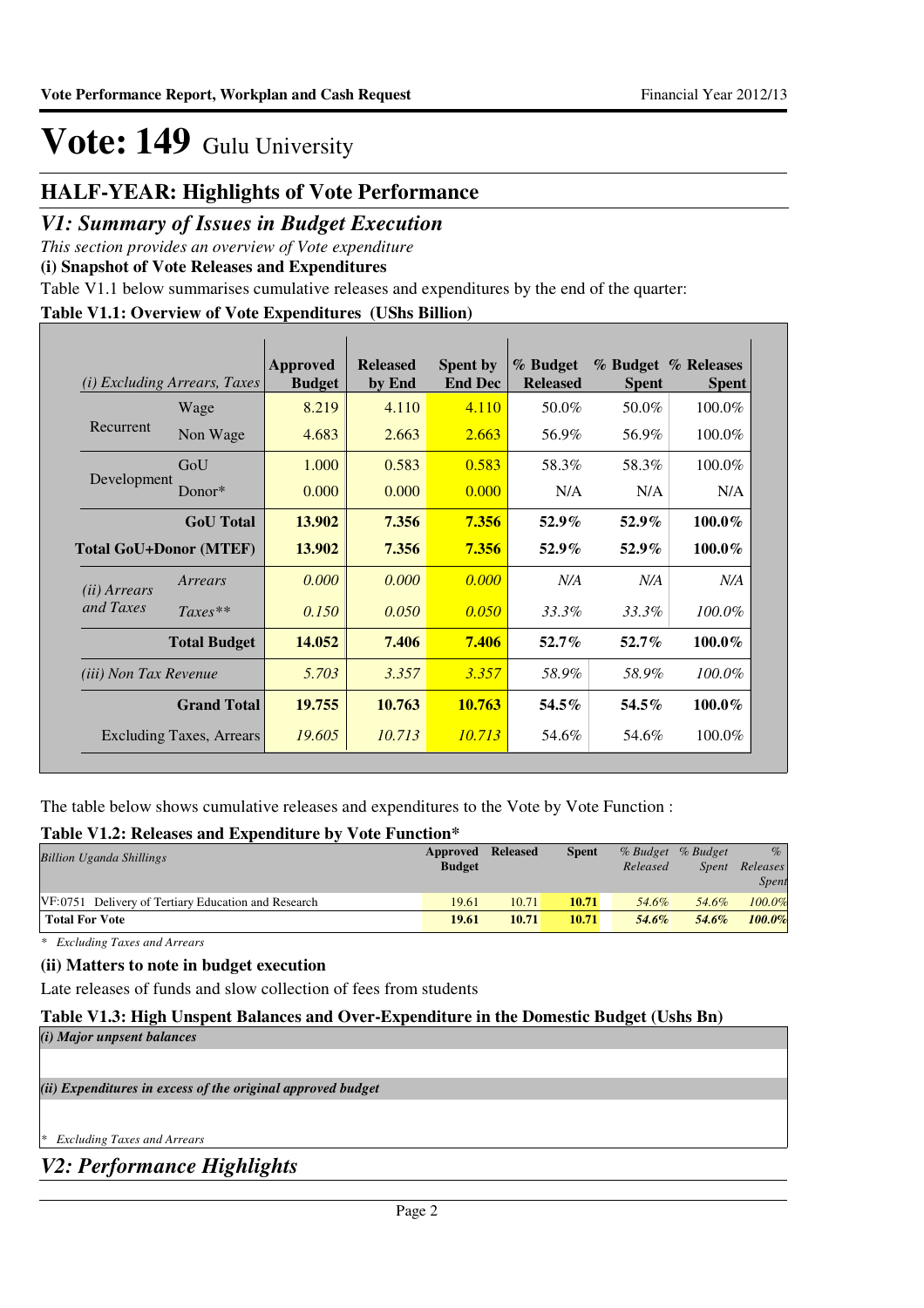# Vote: 149 Gulu University

## HALF-YEAR: Highlights of Vote Performance

## *V1: Summary of Issues in Budget Execution*

*This section provides an overview of Vote expenditure*

**(i) Snapshot of Vote Releases and Expenditures**

Table V1.1 below summarises cumulative releases and expenditures by the end of the quarter:

**Table V1.1: Overview of Vote Expenditures (UShs Billion)**

| *(i) Excluding Arrears, Taxes* | | Approved Budget | Released by End | Spent by End Dec | % Budget Released | % Budget Spent | % Releases Spent |
|---|---|---|---|---|---|---|---|
| Recurrent | Wage | 8.219 | 4.110 | 4.110 | 50.0% | 50.0% | 100.0% |
| | Non Wage | 4.683 | 2.663 | 2.663 | 56.9% | 56.9% | 100.0% |
| Development | GoU | 1.000 | 0.583 | 0.583 | 58.3% | 58.3% | 100.0% |
| | Donor* | 0.000 | 0.000 | 0.000 | N/A | N/A | N/A |
| | **GoU Total** | **13.902** | **7.356** | **7.356** | **52.9%** | **52.9%** | **100.0%** |
| **Total GoU+Donor (MTEF)** | | **13.902** | **7.356** | **7.356** | **52.9%** | **52.9%** | **100.0%** |
| *(ii) Arrears and Taxes* | *Arrears* | *0.000* | *0.000* | *0.000* | *N/A* | *N/A* | *N/A* |
| | *Taxes*** | *0.150* | *0.050* | *0.050* | *33.3%* | *33.3%* | *100.0%* |
| | **Total Budget** | **14.052** | **7.406** | **7.406** | **52.7%** | **52.7%** | **100.0%** |
| *(iii) Non Tax Revenue* | | *5.703* | *3.357* | *3.357* | *58.9%* | *58.9%* | *100.0%* |
| | **Grand Total** | **19.755** | **10.763** | **10.763** | **54.5%** | **54.5%** | **100.0%** |
| | Excluding Taxes, Arrears | *19.605* | *10.713* | *10.713* | 54.6% | 54.6% | 100.0% |

The table below shows cumulative releases and expenditures to the Vote by Vote Function :

**Table V1.2: Releases and Expenditure by Vote Function***

| *Billion Uganda Shillings* | Approved Budget | Released | Spent | *% Budget Released* | *% Budget Spent* | *% Releases Spent* |
|---|---|---|---|---|---|---|
| VF:0751 Delivery of Tertiary Education and Research | 19.61 | 10.71 | **10.71** | *54.6%* | *54.6%* | *100.0%* |
| **Total For Vote** | **19.61** | **10.71** | **10.71** | ***54.6%*** | ***54.6%*** | ***100.0%*** |

*\* Excluding Taxes and Arrears*

**(ii) Matters to note in budget execution**

Late releases of funds and slow collection of fees from students

**Table V1.3: High Unspent Balances and Over-Expenditure in the Domestic Budget (Ushs Bn)**

***(i) Major unpsent balances***

***(ii) Expenditures in excess of the original approved budget***

*\* Excluding Taxes and Arrears*

## *V2: Performance Highlights*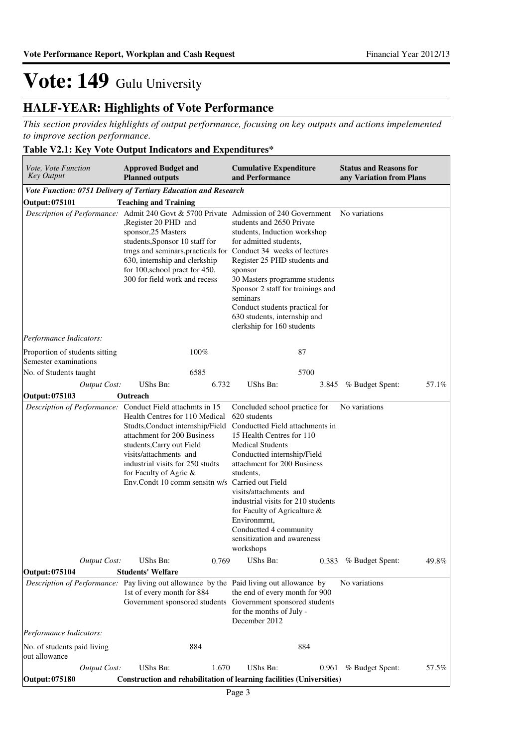# Vote: 149 Gulu University

## HALF-YEAR: Highlights of Vote Performance

*This section provides highlights of output performance, focusing on key outputs and actions impelemented to improve section performance.*

### Table V2.1: Key Vote Output Indicators and Expenditures*

| *Vote, Vote Function Key Output* | **Approved Budget and Planned outputs** | | **Cumulative Expenditure and Performance** | | **Status and Reasons for any Variation from Plans** | |
|---|---|---|---|---|---|---|
| ***Vote Function: 0751 Delivery of Tertiary Education and Research*** | | | | | | |
| **Output: 075101** | **Teaching and Training** | | | | | |
| *Description of Performance:* | Admit 240 Govt & 5700 Private ,Register 20 PHD and sponsor,25 Masters students,Sponsor 10 staff for trngs and seminars,practicals for 630, internship and clerkship for 100,school pract for 450, 300 for field work and recess | | Admission of 240 Government students and 2650 Private students, Induction workshop for admitted students, Conduct 34 weeks of lectures Register 25 PHD students and sponsor 30 Masters programme students Sponsor 2 staff for trainings and seminars Conduct students practical for 630 students, internship and clerkship for 160 students | | No variations | |
| *Performance Indicators:* | | | | | | |
| Proportion of students sitting Semester examinations | | 100% | | 87 | | |
| No. of Students taught | | 6585 | | 5700 | | |
| *Output Cost:* | UShs Bn: | 6.732 | UShs Bn: | 3.845 | % Budget Spent: | 57.1% |
| **Output: 075103** | **Outreach** | | | | | |
| *Description of Performance:* | Conduct Field attachmts in 15 Health Centres for 110 Medical Studts,Conduct internship/Field attachment for 200 Business students,Carry out Field visits/attachments and industrial visits for 250 studts for Faculty of Agric & Env.Condt 10 comm sensitn w/s | | Concluded school practice for 620 students Conductted Field attachments in 15 Health Centres for 110 Medical Students Conductted internship/Field attachment for 200 Business students, Carried out Field visits/attachments and industrial visits for 210 students for Faculty of Agricalture & Environmrnt, Conductted 4 community sensitization and awareness workshops | | No variations | |
| *Output Cost:* | UShs Bn: | 0.769 | UShs Bn: | 0.383 | % Budget Spent: | 49.8% |
| **Output: 075104** | **Students' Welfare** | | | | | |
| *Description of Performance:* | Pay living out allowance by the 1st of every month for 884 Government sponsored students | | Paid living out allowance by the end of every month for 900 Government sponsored students for the months of July - December 2012 | | No variations | |
| *Performance Indicators:* | | | | | | |
| No. of students paid living out allowance | | 884 | | 884 | | |
| *Output Cost:* | UShs Bn: | 1.670 | UShs Bn: | 0.961 | % Budget Spent: | 57.5% |
| **Output: 075180** | **Construction and rehabilitation of learning facilities (Universities)** | | | | | |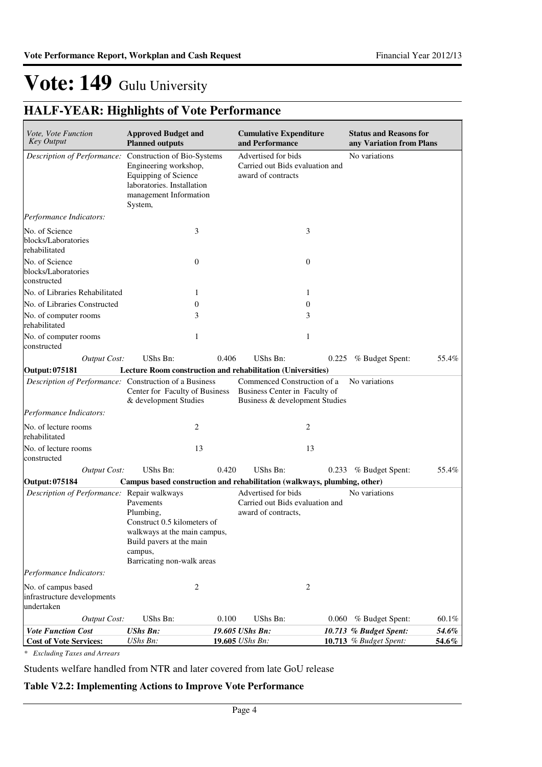# Vote: 149 Gulu University

## HALF-YEAR: Highlights of Vote Performance

| *Vote, Vote Function Key Output* | **Approved Budget and Planned outputs** | | **Cumulative Expenditure and Performance** | | **Status and Reasons for any Variation from Plans** | |
|---|---|---|---|---|---|---|
| *Description of Performance:* | Construction of Bio-Systems Engineering workshop, Equipping of Science laboratories. Installation management Information System, | | Advertised for bids Carried out Bids evaluation and award of contracts | | No variations | |
| *Performance Indicators:* | | | | | | |
| No. of Science blocks/Laboratories rehabilitated | 3 | | 3 | | | |
| No. of Science blocks/Laboratories constructed | 0 | | 0 | | | |
| No. of Libraries Rehabilitated | 1 | | 1 | | | |
| No. of Libraries Constructed | 0 | | 0 | | | |
| No. of computer rooms rehabilitated | 3 | | 3 | | | |
| No. of computer rooms constructed | 1 | | 1 | | | |
| *Output Cost:* | UShs Bn: | 0.406 | UShs Bn: | 0.225 | % Budget Spent: | 55.4% |
| **Output: 075181** | **Lecture Room construction and rehabilitation (Universities)** | | | | | |
| *Description of Performance:* | Construction of a Business Center for Faculty of Business & development Studies | | Commenced Construction of a Business Center in Faculty of Business & development Studies | | No variations | |
| *Performance Indicators:* | | | | | | |
| No. of lecture rooms rehabilitated | 2 | | 2 | | | |
| No. of lecture rooms constructed | 13 | | 13 | | | |
| *Output Cost:* | UShs Bn: | 0.420 | UShs Bn: | 0.233 | % Budget Spent: | 55.4% |
| **Output: 075184** | **Campus based construction and rehabilitation (walkways, plumbing, other)** | | | | | |
| *Description of Performance:* | Repair walkways Pavements Plumbing, Construct 0.5 kilometers of walkways at the main campus, Build pavers at the main campus, Barricating non-walk areas | | Advertised for bids Carried out Bids evaluation and award of contracts, | | No variations | |
| *Performance Indicators:* | | | | | | |
| No. of campus based infrastructure developments undertaken | 2 | | 2 | | | |
| *Output Cost:* | UShs Bn: | 0.100 | UShs Bn: | 0.060 | % Budget Spent: | 60.1% |
| ***Vote Function Cost*** | ***UShs Bn:*** | ***19.605*** | ***UShs Bn:*** | ***10.713*** | ***% Budget Spent:*** | ***54.6%*** |
| **Cost of Vote Services:** | *UShs Bn:* | **19.605** | *UShs Bn:* | **10.713** | *% Budget Spent:* | ***54.6%*** |

\* *Excluding Taxes and Arrears*

Students welfare handled from NTR and later covered from late GoU release

**Table V2.2: Implementing Actions to Improve Vote Performance**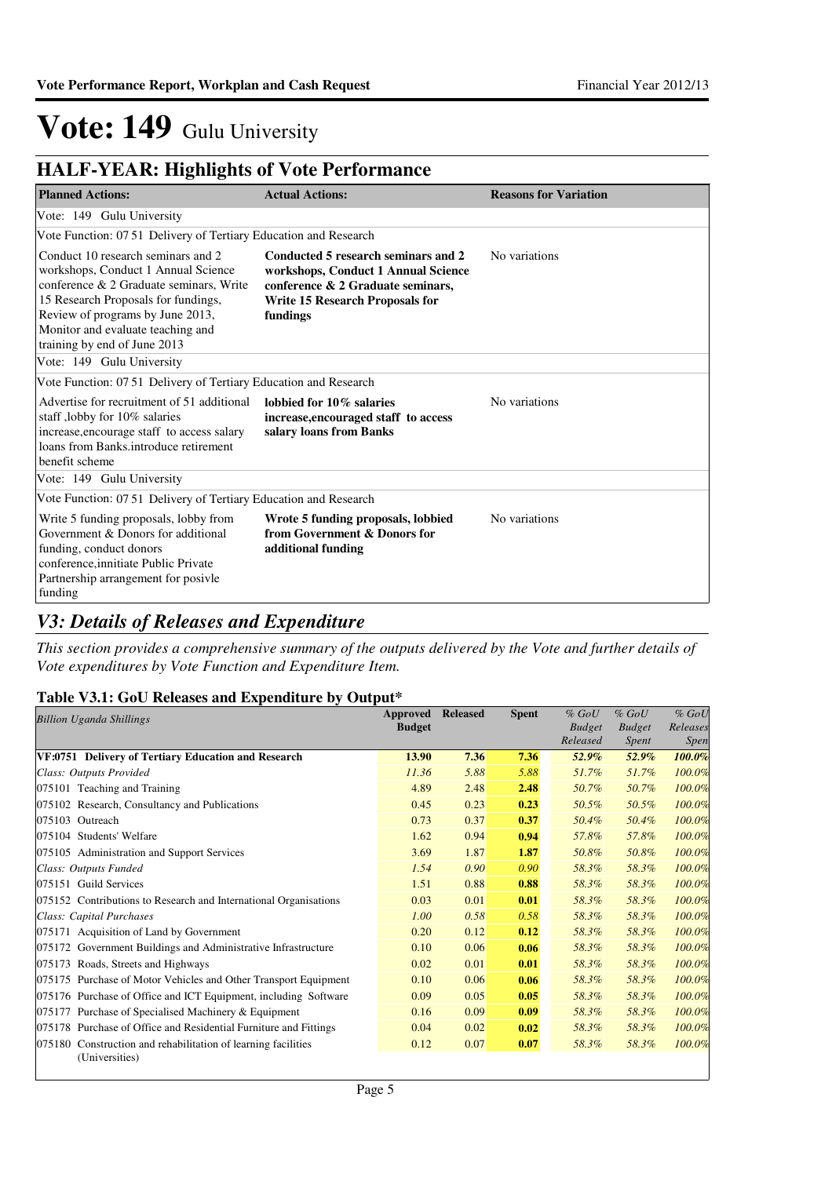# Vote: 149 Gulu University

## HALF-YEAR: Highlights of Vote Performance

| Planned Actions: | Actual Actions: | Reasons for Variation |
|---|---|---|
| Vote: 149 Gulu University | | |
| Vote Function: 07 51 Delivery of Tertiary Education and Research | | |
| Conduct 10 research seminars and 2 workshops, Conduct 1 Annual Science conference & 2 Graduate seminars, Write 15 Research Proposals for fundings, Review of programs by June 2013, Monitor and evaluate teaching and training by end of June 2013 | **Conducted 5 research seminars and 2 workshops, Conduct 1 Annual Science conference & 2 Graduate seminars, Write 15 Research Proposals for fundings** | No variations |
| Vote: 149 Gulu University | | |
| Vote Function: 07 51 Delivery of Tertiary Education and Research | | |
| Advertise for recruitment of 51 additional staff ,lobby for 10% salaries increase,encourage staff to access salary loans from Banks.introduce retirement benefit scheme | **lobbied for 10% salaries increase,encouraged staff to access salary loans from Banks** | No variations |
| Vote: 149 Gulu University | | |
| Vote Function: 07 51 Delivery of Tertiary Education and Research | | |
| Write 5 funding proposals, lobby from Government & Donors for additional funding, conduct donors conference,innitiate Public Private Partnership arrangement for posivle funding | **Wrote 5 funding proposals, lobbied from Government & Donors for additional funding** | No variations |

## *V3: Details of Releases and Expenditure*

*This section provides a comprehensive summary of the outputs delivered by the Vote and further details of Vote expenditures by Vote Function and Expenditure Item.*

### Table V3.1: GoU Releases and Expenditure by Output*

| *Billion Uganda Shillings* | Approved Budget | Released | Spent | *% GoU Budget Released* | *% GoU Budget Spent* | *% GoU Releases Spen* |
|---|---|---|---|---|---|---|
| **VF:0751 Delivery of Tertiary Education and Research** | **13.90** | **7.36** | **7.36** | ***52.9%*** | ***52.9%*** | ***100.0%*** |
| *Class: Outputs Provided* | *11.36* | *5.88* | *5.88* | *51.7%* | *51.7%* | *100.0%* |
| 075101 Teaching and Training | 4.89 | 2.48 | **2.48** | *50.7%* | *50.7%* | *100.0%* |
| 075102 Research, Consultancy and Publications | 0.45 | 0.23 | **0.23** | *50.5%* | *50.5%* | *100.0%* |
| 075103 Outreach | 0.73 | 0.37 | **0.37** | *50.4%* | *50.4%* | *100.0%* |
| 075104 Students' Welfare | 1.62 | 0.94 | **0.94** | *57.8%* | *57.8%* | *100.0%* |
| 075105 Administration and Support Services | 3.69 | 1.87 | **1.87** | *50.8%* | *50.8%* | *100.0%* |
| *Class: Outputs Funded* | *1.54* | *0.90* | *0.90* | *58.3%* | *58.3%* | *100.0%* |
| 075151 Guild Services | 1.51 | 0.88 | **0.88** | *58.3%* | *58.3%* | *100.0%* |
| 075152 Contributions to Research and International Organisations | 0.03 | 0.01 | **0.01** | *58.3%* | *58.3%* | *100.0%* |
| *Class: Capital Purchases* | *1.00* | *0.58* | *0.58* | *58.3%* | *58.3%* | *100.0%* |
| 075171 Acquisition of Land by Government | 0.20 | 0.12 | **0.12** | *58.3%* | *58.3%* | *100.0%* |
| 075172 Government Buildings and Administrative Infrastructure | 0.10 | 0.06 | **0.06** | *58.3%* | *58.3%* | *100.0%* |
| 075173 Roads, Streets and Highways | 0.02 | 0.01 | **0.01** | *58.3%* | *58.3%* | *100.0%* |
| 075175 Purchase of Motor Vehicles and Other Transport Equipment | 0.10 | 0.06 | **0.06** | *58.3%* | *58.3%* | *100.0%* |
| 075176 Purchase of Office and ICT Equipment, including Software | 0.09 | 0.05 | **0.05** | *58.3%* | *58.3%* | *100.0%* |
| 075177 Purchase of Specialised Machinery & Equipment | 0.16 | 0.09 | **0.09** | *58.3%* | *58.3%* | *100.0%* |
| 075178 Purchase of Office and Residential Furniture and Fittings | 0.04 | 0.02 | **0.02** | *58.3%* | *58.3%* | *100.0%* |
| 075180 Construction and rehabilitation of learning facilities (Universities) | 0.12 | 0.07 | **0.07** | *58.3%* | *58.3%* | *100.0%* |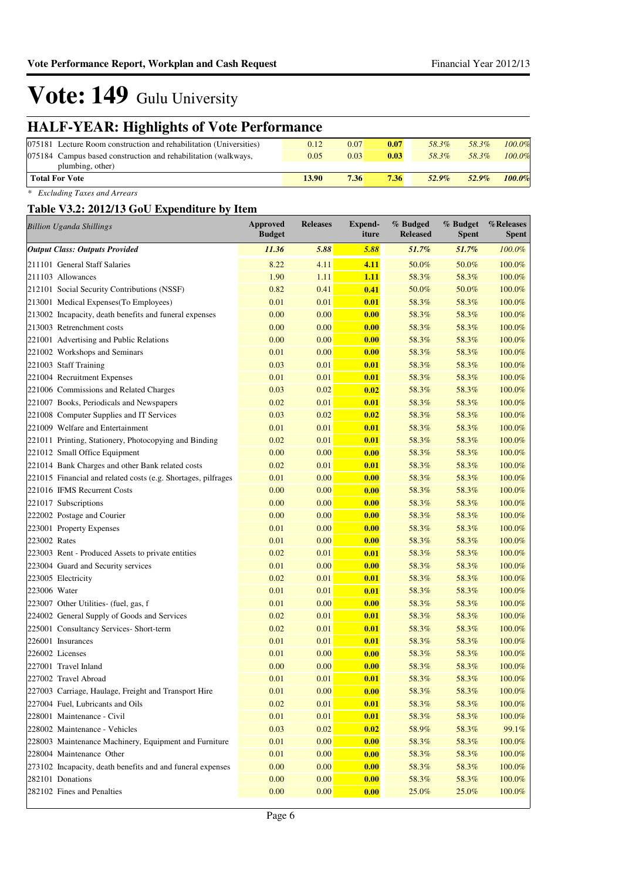# Vote: 149 Gulu University

## HALF-YEAR: Highlights of Vote Performance

| | | | | | | |
|---|---|---|---|---|---|---|
| 075181 Lecture Room construction and rehabilitation (Universities) | 0.12 | 0.07 | 0.07 | 58.3% | 58.3% | 100.0% |
| 075184 Campus based construction and rehabilitation (walkways, plumbing, other) | 0.05 | 0.03 | 0.03 | 58.3% | 58.3% | 100.0% |
| **Total For Vote** | **13.90** | **7.36** | **7.36** | **52.9%** | **52.9%** | **100.0%** |

*\* Excluding Taxes and Arrears*

### Table V3.2: 2012/13 GoU Expenditure by Item

| *Billion Uganda Shillings* | Approved Budget | Releases | Expend-iture | % Budged Released | % Budget Spent | %Releases Spent |
|---|---|---|---|---|---|---|
| ***Output Class: Outputs Provided*** | ***11.36*** | ***5.88*** | ***5.88*** | ***51.7%*** | ***51.7%*** | ***100.0%*** |
| 211101 General Staff Salaries | 8.22 | 4.11 | **4.11** | 50.0% | 50.0% | 100.0% |
| 211103 Allowances | 1.90 | 1.11 | **1.11** | 58.3% | 58.3% | 100.0% |
| 212101 Social Security Contributions (NSSF) | 0.82 | 0.41 | **0.41** | 50.0% | 50.0% | 100.0% |
| 213001 Medical Expenses(To Employees) | 0.01 | 0.01 | **0.01** | 58.3% | 58.3% | 100.0% |
| 213002 Incapacity, death benefits and funeral expenses | 0.00 | 0.00 | **0.00** | 58.3% | 58.3% | 100.0% |
| 213003 Retrenchment costs | 0.00 | 0.00 | **0.00** | 58.3% | 58.3% | 100.0% |
| 221001 Advertising and Public Relations | 0.00 | 0.00 | **0.00** | 58.3% | 58.3% | 100.0% |
| 221002 Workshops and Seminars | 0.01 | 0.00 | **0.00** | 58.3% | 58.3% | 100.0% |
| 221003 Staff Training | 0.03 | 0.01 | **0.01** | 58.3% | 58.3% | 100.0% |
| 221004 Recruitment Expenses | 0.01 | 0.01 | **0.01** | 58.3% | 58.3% | 100.0% |
| 221006 Commissions and Related Charges | 0.03 | 0.02 | **0.02** | 58.3% | 58.3% | 100.0% |
| 221007 Books, Periodicals and Newspapers | 0.02 | 0.01 | **0.01** | 58.3% | 58.3% | 100.0% |
| 221008 Computer Supplies and IT Services | 0.03 | 0.02 | **0.02** | 58.3% | 58.3% | 100.0% |
| 221009 Welfare and Entertainment | 0.01 | 0.01 | **0.01** | 58.3% | 58.3% | 100.0% |
| 221011 Printing, Stationery, Photocopying and Binding | 0.02 | 0.01 | **0.01** | 58.3% | 58.3% | 100.0% |
| 221012 Small Office Equipment | 0.00 | 0.00 | **0.00** | 58.3% | 58.3% | 100.0% |
| 221014 Bank Charges and other Bank related costs | 0.02 | 0.01 | **0.01** | 58.3% | 58.3% | 100.0% |
| 221015 Financial and related costs (e.g. Shortages, pilfrages | 0.01 | 0.00 | **0.00** | 58.3% | 58.3% | 100.0% |
| 221016 IFMS Recurrent Costs | 0.00 | 0.00 | **0.00** | 58.3% | 58.3% | 100.0% |
| 221017 Subscriptions | 0.00 | 0.00 | **0.00** | 58.3% | 58.3% | 100.0% |
| 222002 Postage and Courier | 0.00 | 0.00 | **0.00** | 58.3% | 58.3% | 100.0% |
| 223001 Property Expenses | 0.01 | 0.00 | **0.00** | 58.3% | 58.3% | 100.0% |
| 223002 Rates | 0.01 | 0.00 | **0.00** | 58.3% | 58.3% | 100.0% |
| 223003 Rent - Produced Assets to private entities | 0.02 | 0.01 | **0.01** | 58.3% | 58.3% | 100.0% |
| 223004 Guard and Security services | 0.01 | 0.00 | **0.00** | 58.3% | 58.3% | 100.0% |
| 223005 Electricity | 0.02 | 0.01 | **0.01** | 58.3% | 58.3% | 100.0% |
| 223006 Water | 0.01 | 0.01 | **0.01** | 58.3% | 58.3% | 100.0% |
| 223007 Other Utilities- (fuel, gas, f | 0.01 | 0.00 | **0.00** | 58.3% | 58.3% | 100.0% |
| 224002 General Supply of Goods and Services | 0.02 | 0.01 | **0.01** | 58.3% | 58.3% | 100.0% |
| 225001 Consultancy Services- Short-term | 0.02 | 0.01 | **0.01** | 58.3% | 58.3% | 100.0% |
| 226001 Insurances | 0.01 | 0.01 | **0.01** | 58.3% | 58.3% | 100.0% |
| 226002 Licenses | 0.01 | 0.00 | **0.00** | 58.3% | 58.3% | 100.0% |
| 227001 Travel Inland | 0.00 | 0.00 | **0.00** | 58.3% | 58.3% | 100.0% |
| 227002 Travel Abroad | 0.01 | 0.01 | **0.01** | 58.3% | 58.3% | 100.0% |
| 227003 Carriage, Haulage, Freight and Transport Hire | 0.01 | 0.00 | **0.00** | 58.3% | 58.3% | 100.0% |
| 227004 Fuel, Lubricants and Oils | 0.02 | 0.01 | **0.01** | 58.3% | 58.3% | 100.0% |
| 228001 Maintenance - Civil | 0.01 | 0.01 | **0.01** | 58.3% | 58.3% | 100.0% |
| 228002 Maintenance - Vehicles | 0.03 | 0.02 | **0.02** | 58.9% | 58.3% | 99.1% |
| 228003 Maintenance Machinery, Equipment and Furniture | 0.01 | 0.00 | **0.00** | 58.3% | 58.3% | 100.0% |
| 228004 Maintenance Other | 0.01 | 0.00 | **0.00** | 58.3% | 58.3% | 100.0% |
| 273102 Incapacity, death benefits and and funeral expenses | 0.00 | 0.00 | **0.00** | 58.3% | 58.3% | 100.0% |
| 282101 Donations | 0.00 | 0.00 | **0.00** | 58.3% | 58.3% | 100.0% |
| 282102 Fines and Penalties | 0.00 | 0.00 | **0.00** | 25.0% | 25.0% | 100.0% |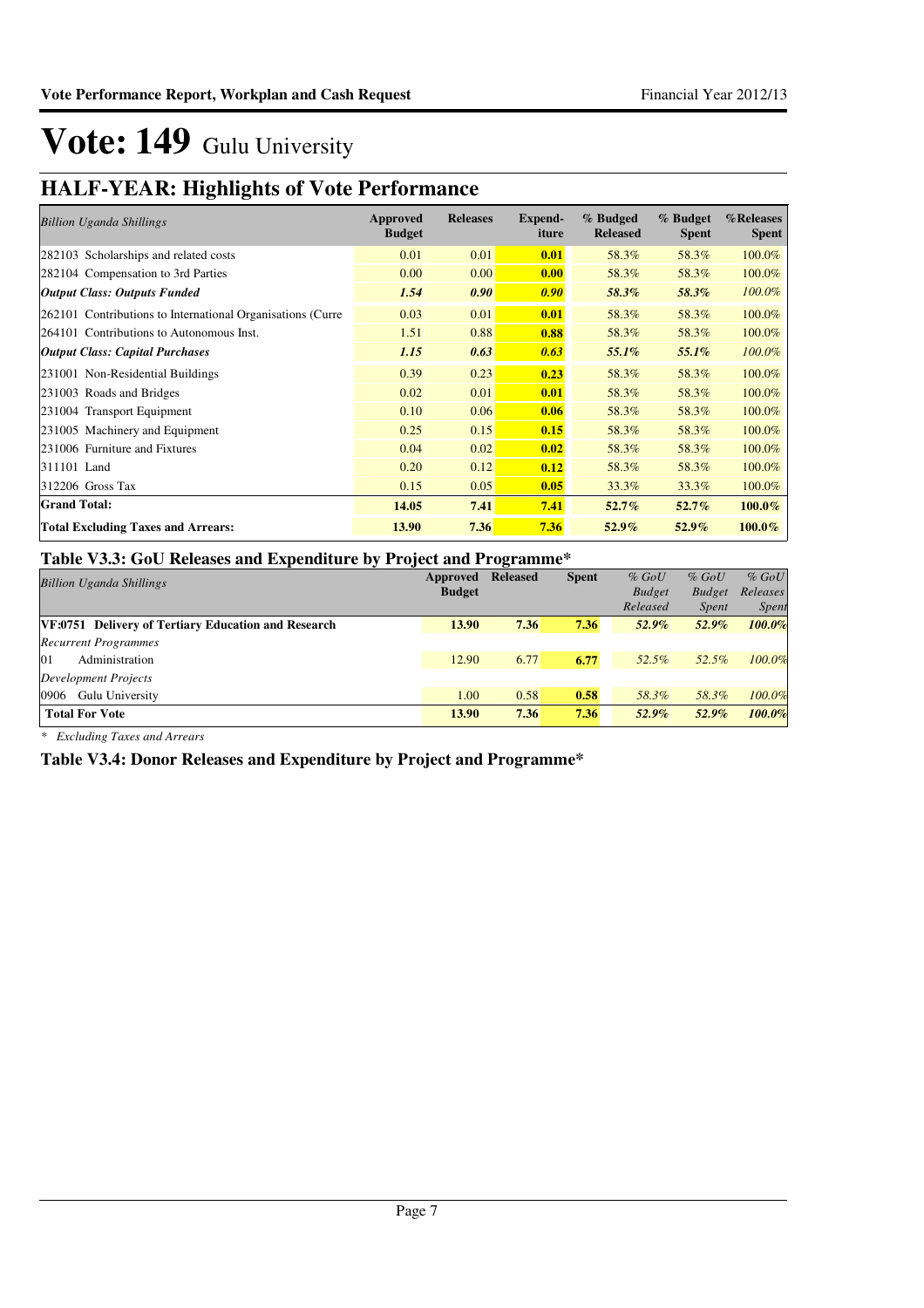# Vote: 149 Gulu University

## HALF-YEAR: Highlights of Vote Performance

| *Billion Uganda Shillings* | Approved Budget | Releases | Expend-iture | % Budged Released | % Budget Spent | %Releases Spent |
|---|---|---|---|---|---|---|
| 282103 Scholarships and related costs | 0.01 | 0.01 | **0.01** | 58.3% | 58.3% | 100.0% |
| 282104 Compensation to 3rd Parties | 0.00 | 0.00 | **0.00** | 58.3% | 58.3% | 100.0% |
| ***Output Class: Outputs Funded*** | ***1.54*** | ***0.90*** | ***0.90*** | ***58.3%*** | ***58.3%*** | *100.0%* |
| 262101 Contributions to International Organisations (Curre | 0.03 | 0.01 | **0.01** | 58.3% | 58.3% | 100.0% |
| 264101 Contributions to Autonomous Inst. | 1.51 | 0.88 | **0.88** | 58.3% | 58.3% | 100.0% |
| ***Output Class: Capital Purchases*** | ***1.15*** | ***0.63*** | ***0.63*** | ***55.1%*** | ***55.1%*** | *100.0%* |
| 231001 Non-Residential Buildings | 0.39 | 0.23 | **0.23** | 58.3% | 58.3% | 100.0% |
| 231003 Roads and Bridges | 0.02 | 0.01 | **0.01** | 58.3% | 58.3% | 100.0% |
| 231004 Transport Equipment | 0.10 | 0.06 | **0.06** | 58.3% | 58.3% | 100.0% |
| 231005 Machinery and Equipment | 0.25 | 0.15 | **0.15** | 58.3% | 58.3% | 100.0% |
| 231006 Furniture and Fixtures | 0.04 | 0.02 | **0.02** | 58.3% | 58.3% | 100.0% |
| 311101 Land | 0.20 | 0.12 | **0.12** | 58.3% | 58.3% | 100.0% |
| 312206 Gross Tax | 0.15 | 0.05 | **0.05** | 33.3% | 33.3% | 100.0% |
| **Grand Total:** | **14.05** | **7.41** | **7.41** | ***52.7%*** | ***52.7%*** | **100.0%** |
| **Total Excluding Taxes and Arrears:** | **13.90** | **7.36** | **7.36** | ***52.9%*** | ***52.9%*** | **100.0%** |

### Table V3.3: GoU Releases and Expenditure by Project and Programme*

| *Billion Uganda Shillings* | Approved Budget | Released | Spent | *% GoU Budget Released* | *% GoU Budget Spent* | *% GoU Releases Spent* |
|---|---|---|---|---|---|---|
| **VF:0751 Delivery of Tertiary Education and Research** | **13.90** | **7.36** | **7.36** | ***52.9%*** | ***52.9%*** | ***100.0%*** |
| *Recurrent Programmes* | | | | | | |
| 01 Administration | 12.90 | 6.77 | **6.77** | *52.5%* | *52.5%* | *100.0%* |
| *Development Projects* | | | | | | |
| 0906 Gulu University | 1.00 | 0.58 | **0.58** | *58.3%* | *58.3%* | *100.0%* |
| **Total For Vote** | **13.90** | **7.36** | **7.36** | ***52.9%*** | ***52.9%*** | ***100.0%*** |

*\* Excluding Taxes and Arrears*

### Table V3.4: Donor Releases and Expenditure by Project and Programme*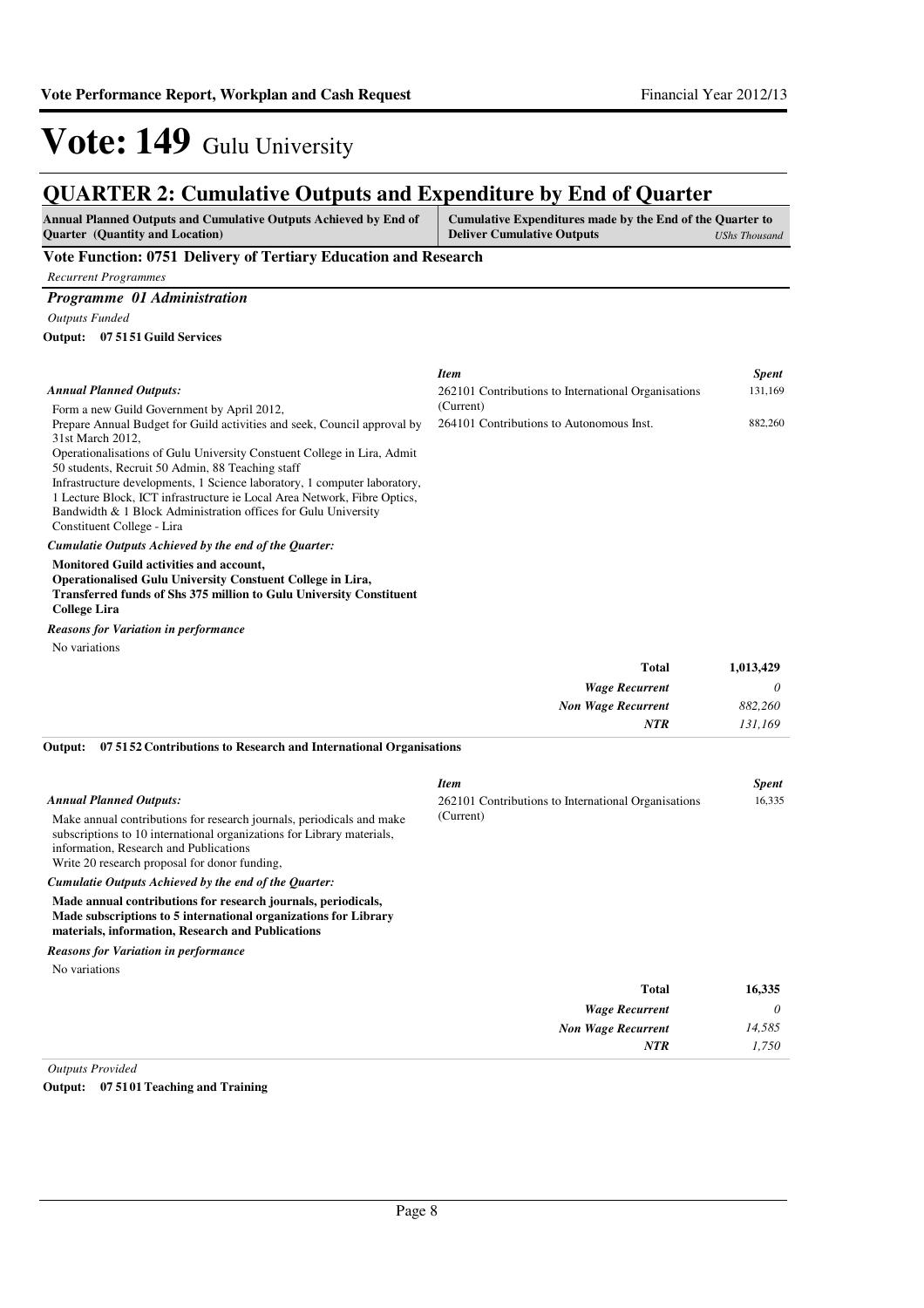# Vote: 149 Gulu University

## QUARTER 2: Cumulative Outputs and Expenditure by End of Quarter

| Annual Planned Outputs and Cumulative Outputs Achieved by End of Quarter (Quantity and Location) | Cumulative Expenditures made by the End of the Quarter to Deliver Cumulative Outputs *UShs Thousand* |
|---|---|

### Vote Function: 0751 Delivery of Tertiary Education and Research

*Recurrent Programmes*

#### *Programme 01 Administration*

*Outputs Funded*

**Output: 07 51 51 Guild Services**

*Annual Planned Outputs:*

Form a new Guild Government by April 2012,
Prepare Annual Budget for Guild activities and seek, Council approval by 31st March 2012,
Operationalisations of Gulu University Constuent College in Lira, Admit 50 students, Recruit 50 Admin, 88 Teaching staff
Infrastructure developments, 1 Science laboratory, 1 computer laboratory, 1 Lecture Block, ICT infrastructure ie Local Area Network, Fibre Optics, Bandwidth & 1 Block Administration offices for Gulu University Constituent College - Lira

*Cumulatie Outputs Achieved by the end of the Quarter:*

**Monitored Guild activities and account,**
**Operationalised Gulu University Constuent College in Lira,**
**Transferred funds of Shs 375 million to Gulu University Constituent College Lira**

*Reasons for Variation in performance*

No variations

| *Item* | *Spent* |
|---|---|
| 262101 Contributions to International Organisations (Current) | 131,169 |
| 264101 Contributions to Autonomous Inst. | 882,260 |
| **Total** | **1,013,429** |
| ***Wage Recurrent*** | *0* |
| ***Non Wage Recurrent*** | *882,260* |
| ***NTR*** | *131,169* |

**Output: 07 51 52 Contributions to Research and International Organisations**

*Annual Planned Outputs:*

Make annual contributions for research journals, periodicals and make subscriptions to 10 international organizations for Library materials, information, Research and Publications
Write 20 research proposal for donor funding,

*Cumulatie Outputs Achieved by the end of the Quarter:*

**Made annual contributions for research journals, periodicals,**
**Made subscriptions to 5 international organizations for Library materials, information, Research and Publications**

*Reasons for Variation in performance*

No variations

| *Item* | *Spent* |
|---|---|
| 262101 Contributions to International Organisations (Current) | 16,335 |
| **Total** | **16,335** |
| ***Wage Recurrent*** | *0* |
| ***Non Wage Recurrent*** | *14,585* |
| ***NTR*** | *1,750* |

*Outputs Provided*

**Output: 07 51 01 Teaching and Training**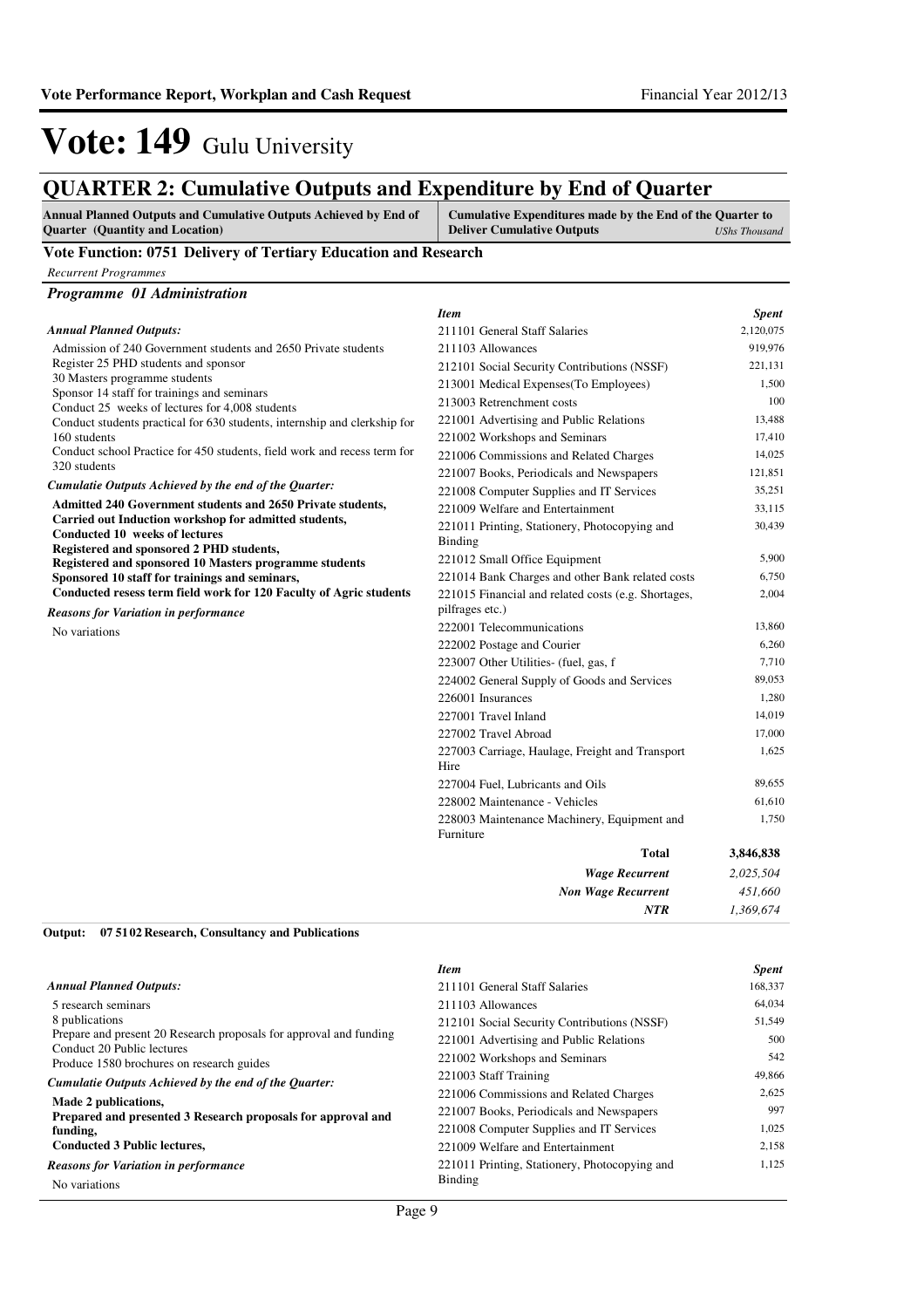# Vote: 149 Gulu University

## QUARTER 2: Cumulative Outputs and Expenditure by End of Quarter

| Annual Planned Outputs and Cumulative Outputs Achieved by End of Quarter (Quantity and Location) | Cumulative Expenditures made by the End of the Quarter to Deliver Cumulative Outputs *UShs Thousand* |
|---|---|

### Vote Function: 0751 Delivery of Tertiary Education and Research

*Recurrent Programmes*

#### *Programme 01 Administration*

***Annual Planned Outputs:***

Admission of 240 Government students and 2650 Private students
Register 25 PHD students and sponsor
30 Masters programme students
Sponsor 14 staff for trainings and seminars
Conduct 25 weeks of lectures for 4,008 students
Conduct students practical for 630 students, internship and clerkship for 160 students
Conduct school Practice for 450 students, field work and recess term for 320 students

***Cumulatie Outputs Achieved by the end of the Quarter:***

**Admitted 240 Government students and 2650 Private students,**
**Carried out Induction workshop for admitted students,**
**Conducted 10 weeks of lectures**
**Registered and sponsored 2 PHD students,**
**Registered and sponsored 10 Masters programme students**
**Sponsored 10 staff for trainings and seminars,**
**Conducted resess term field work for 120 Faculty of Agric students**

***Reasons for Variation in performance***

No variations

| *Item* | *Spent* |
|---|---|
| 211101 General Staff Salaries | 2,120,075 |
| 211103 Allowances | 919,976 |
| 212101 Social Security Contributions (NSSF) | 221,131 |
| 213001 Medical Expenses(To Employees) | 1,500 |
| 213003 Retrenchment costs | 100 |
| 221001 Advertising and Public Relations | 13,488 |
| 221002 Workshops and Seminars | 17,410 |
| 221006 Commissions and Related Charges | 14,025 |
| 221007 Books, Periodicals and Newspapers | 121,851 |
| 221008 Computer Supplies and IT Services | 35,251 |
| 221009 Welfare and Entertainment | 33,115 |
| 221011 Printing, Stationery, Photocopying and Binding | 30,439 |
| 221012 Small Office Equipment | 5,900 |
| 221014 Bank Charges and other Bank related costs | 6,750 |
| 221015 Financial and related costs (e.g. Shortages, pilfrages etc.) | 2,004 |
| 222001 Telecommunications | 13,860 |
| 222002 Postage and Courier | 6,260 |
| 223007 Other Utilities- (fuel, gas, f | 7,710 |
| 224002 General Supply of Goods and Services | 89,053 |
| 226001 Insurances | 1,280 |
| 227001 Travel Inland | 14,019 |
| 227002 Travel Abroad | 17,000 |
| 227003 Carriage, Haulage, Freight and Transport Hire | 1,625 |
| 227004 Fuel, Lubricants and Oils | 89,655 |
| 228002 Maintenance - Vehicles | 61,610 |
| 228003 Maintenance Machinery, Equipment and Furniture | 1,750 |
| **Total** | **3,846,838** |
| ***Wage Recurrent*** | *2,025,504* |
| ***Non Wage Recurrent*** | *451,660* |
| ***NTR*** | *1,369,674* |

**Output: 07 51 02 Research, Consultancy and Publications**

***Annual Planned Outputs:***

5 research seminars
8 publications
Prepare and present 20 Research proposals for approval and funding
Conduct 20 Public lectures
Produce 1580 brochures on research guides

***Cumulatie Outputs Achieved by the end of the Quarter:***

**Made 2 publications,**
**Prepared and presented 3 Research proposals for approval and funding,**
**Conducted 3 Public lectures,**

***Reasons for Variation in performance***

No variations

| *Item* | *Spent* |
|---|---|
| 211101 General Staff Salaries | 168,337 |
| 211103 Allowances | 64,034 |
| 212101 Social Security Contributions (NSSF) | 51,549 |
| 221001 Advertising and Public Relations | 500 |
| 221002 Workshops and Seminars | 542 |
| 221003 Staff Training | 49,866 |
| 221006 Commissions and Related Charges | 2,625 |
| 221007 Books, Periodicals and Newspapers | 997 |
| 221008 Computer Supplies and IT Services | 1,025 |
| 221009 Welfare and Entertainment | 2,158 |
| 221011 Printing, Stationery, Photocopying and Binding | 1,125 |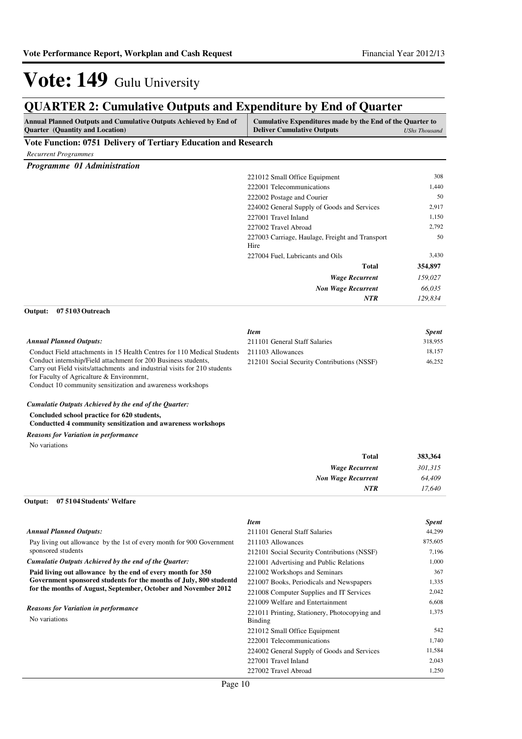# Vote: 149 Gulu University

## QUARTER 2: Cumulative Outputs and Expenditure by End of Quarter

| Annual Planned Outputs and Cumulative Outputs Achieved by End of Quarter (Quantity and Location) | Cumulative Expenditures made by the End of the Quarter to Deliver Cumulative Outputs | *UShs Thousand* |
|---|---|---|

### Vote Function: 0751 Delivery of Tertiary Education and Research

*Recurrent Programmes*

#### *Programme 01 Administration*

| Item | Spent |
|---|---|
| 221012 Small Office Equipment | 308 |
| 222001 Telecommunications | 1,440 |
| 222002 Postage and Courier | 50 |
| 224002 General Supply of Goods and Services | 2,917 |
| 227001 Travel Inland | 1,150 |
| 227002 Travel Abroad | 2,792 |
| 227003 Carriage, Haulage, Freight and Transport Hire | 50 |
| 227004 Fuel, Lubricants and Oils | 3,430 |
| **Total** | **354,897** |
| ***Wage Recurrent*** | *159,027* |
| ***Non Wage Recurrent*** | *66,035* |
| ***NTR*** | *129,834* |

**Output: 07 51 03 Outreach**

*Annual Planned Outputs:*

Conduct Field attachments in 15 Health Centres for 110 Medical Students
Conduct internship/Field attachment for 200 Business students,
Carry out Field visits/attachments and industrial visits for 210 students for Faculty of Agricalture & Environmrnt,
Conduct 10 community sensitization and awareness workshops

*Cumulatie Outputs Achieved by the end of the Quarter:*

**Concluded school practice for 620 students,**
**Conductted 4 community sensitization and awareness workshops**

*Reasons for Variation in performance*

No variations

| *Item* | *Spent* |
|---|---|
| 211101 General Staff Salaries | 318,955 |
| 211103 Allowances | 18,157 |
| 212101 Social Security Contributions (NSSF) | 46,252 |
| **Total** | **383,364** |
| ***Wage Recurrent*** | *301,315* |
| ***Non Wage Recurrent*** | *64,409* |
| ***NTR*** | *17,640* |

**Output: 07 51 04 Students' Welfare**

*Annual Planned Outputs:*

Pay living out allowance by the 1st of every month for 900 Government sponsored students

*Cumulative Outputs Achieved by the end of the Quarter:*

**Paid living out allowance by the end of every month for 350 Government sponsored students for the months of July, 800 studentd for the months of August, September, October and November 2012**

*Reasons for Variation in performance*

No variations

| *Item* | *Spent* |
|---|---|
| 211101 General Staff Salaries | 44,299 |
| 211103 Allowances | 875,605 |
| 212101 Social Security Contributions (NSSF) | 7,196 |
| 221001 Advertising and Public Relations | 1,000 |
| 221002 Workshops and Seminars | 367 |
| 221007 Books, Periodicals and Newspapers | 1,335 |
| 221008 Computer Supplies and IT Services | 2,042 |
| 221009 Welfare and Entertainment | 6,608 |
| 221011 Printing, Stationery, Photocopying and Binding | 1,375 |
| 221012 Small Office Equipment | 542 |
| 222001 Telecommunications | 1,740 |
| 224002 General Supply of Goods and Services | 11,584 |
| 227001 Travel Inland | 2,043 |
| 227002 Travel Abroad | 1,250 |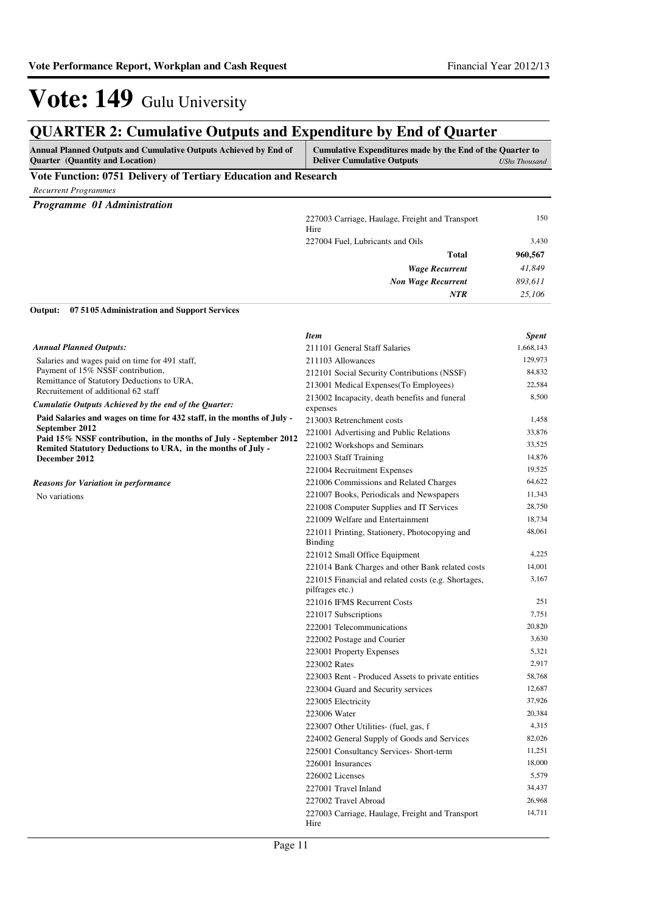# Vote: 149 Gulu University

## QUARTER 2: Cumulative Outputs and Expenditure by End of Quarter

| Annual Planned Outputs and Cumulative Outputs Achieved by End of Quarter (Quantity and Location) | Cumulative Expenditures made by the End of the Quarter to Deliver Cumulative Outputs | *UShs Thousand* |
|---|---|---|

### Vote Function: 0751 Delivery of Tertiary Education and Research

*Recurrent Programmes*

***Programme 01 Administration***

| | Item | Spent |
|---|---|---|
| | 227003 Carriage, Haulage, Freight and Transport Hire | 150 |
| | 227004 Fuel, Lubricants and Oils | 3,430 |
| | **Total** | **960,567** |
| | ***Wage Recurrent*** | *41,849* |
| | ***Non Wage Recurrent*** | *893,611* |
| | ***NTR*** | *25,106* |

**Output: 07 51 05 Administration and Support Services**

*Annual Planned Outputs:*

Salaries and wages paid on time for 491 staff,
Payment of 15% NSSF contribution,
Remittance of Statutory Deductions to URA,
Recruitement of additional 62 staff

***Cumulatie Outputs Achieved by the end of the Quarter:***

**Paid Salaries and wages on time for 432 staff, in the months of July - September 2012**
**Paid 15% NSSF contribution, in the months of July - September 2012**
**Remited Statutory Deductions to URA, in the months of July - December 2012**

***Reasons for Variation in performance***

No variations

| *Item* | *Spent* |
|---|---|
| 211101 General Staff Salaries | 1,668,143 |
| 211103 Allowances | 129,973 |
| 212101 Social Security Contributions (NSSF) | 84,832 |
| 213001 Medical Expenses(To Employees) | 22,584 |
| 213002 Incapacity, death benefits and funeral expenses | 8,500 |
| 213003 Retrenchment costs | 1,458 |
| 221001 Advertising and Public Relations | 33,876 |
| 221002 Workshops and Seminars | 33,525 |
| 221003 Staff Training | 14,876 |
| 221004 Recruitment Expenses | 19,525 |
| 221006 Commissions and Related Charges | 64,622 |
| 221007 Books, Periodicals and Newspapers | 11,343 |
| 221008 Computer Supplies and IT Services | 28,750 |
| 221009 Welfare and Entertainment | 18,734 |
| 221011 Printing, Stationery, Photocopying and Binding | 48,061 |
| 221012 Small Office Equipment | 4,225 |
| 221014 Bank Charges and other Bank related costs | 14,001 |
| 221015 Financial and related costs (e.g. Shortages, pilfrages etc.) | 3,167 |
| 221016 IFMS Recurrent Costs | 251 |
| 221017 Subscriptions | 7,751 |
| 222001 Telecommunications | 20,820 |
| 222002 Postage and Courier | 3,630 |
| 223001 Property Expenses | 5,321 |
| 223002 Rates | 2,917 |
| 223003 Rent - Produced Assets to private entities | 58,768 |
| 223004 Guard and Security services | 12,687 |
| 223005 Electricity | 37,926 |
| 223006 Water | 20,384 |
| 223007 Other Utilities- (fuel, gas, f | 4,315 |
| 224002 General Supply of Goods and Services | 82,026 |
| 225001 Consultancy Services- Short-term | 11,251 |
| 226001 Insurances | 18,000 |
| 226002 Licenses | 5,579 |
| 227001 Travel Inland | 34,437 |
| 227002 Travel Abroad | 26,968 |
| 227003 Carriage, Haulage, Freight and Transport Hire | 14,711 |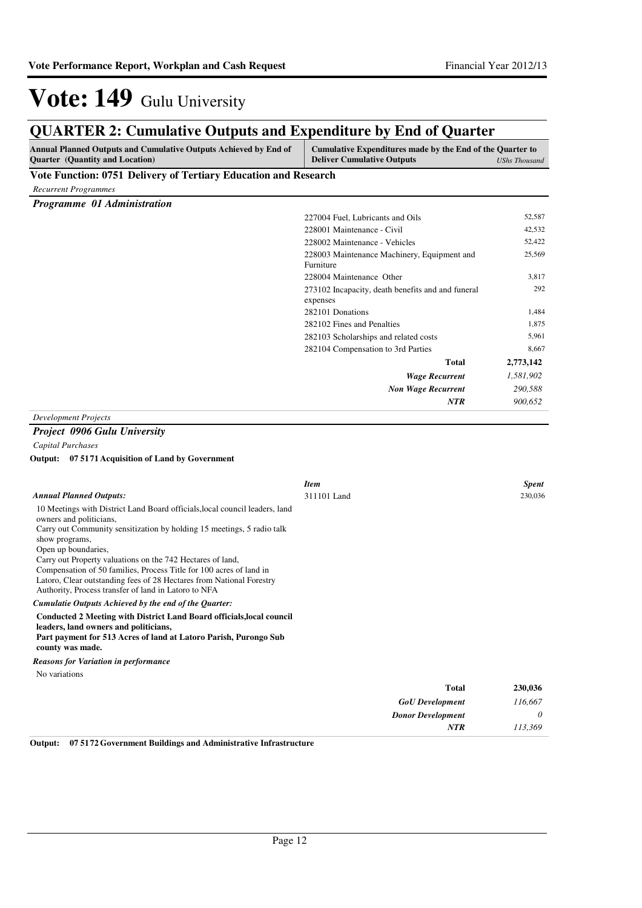# Vote: 149 Gulu University

## QUARTER 2: Cumulative Outputs and Expenditure by End of Quarter

| Annual Planned Outputs and Cumulative Outputs Achieved by End of Quarter (Quantity and Location) | Cumulative Expenditures made by the End of the Quarter to Deliver Cumulative Outputs | *UShs Thousand* |
|---|---|---|

### Vote Function: 0751 Delivery of Tertiary Education and Research

*Recurrent Programmes*

#### *Programme 01 Administration*

| Item | Spent |
|---|---|
| 227004 Fuel, Lubricants and Oils | 52,587 |
| 228001 Maintenance - Civil | 42,532 |
| 228002 Maintenance - Vehicles | 52,422 |
| 228003 Maintenance Machinery, Equipment and Furniture | 25,569 |
| 228004 Maintenance Other | 3,817 |
| 273102 Incapacity, death benefits and funeral expenses | 292 |
| 282101 Donations | 1,484 |
| 282102 Fines and Penalties | 1,875 |
| 282103 Scholarships and related costs | 5,961 |
| 282104 Compensation to 3rd Parties | 8,667 |
| **Total** | **2,773,142** |
| ***Wage Recurrent*** | *1,581,902* |
| ***Non Wage Recurrent*** | *290,588* |
| ***NTR*** | *900,652* |

*Development Projects*

#### *Project 0906 Gulu University*

*Capital Purchases*

**Output: 07 5171 Acquisition of Land by Government**

***Annual Planned Outputs:***

10 Meetings with District Land Board officials,local council leaders, land owners and politicians,
Carry out Community sensitization by holding 15 meetings, 5 radio talk show programs,
Open up boundaries,
Carry out Property valuations on the 742 Hectares of land,
Compensation of 50 families, Process Title for 100 acres of land in Latoro, Clear outstanding fees of 28 Hectares from National Forestry Authority, Process transfer of land in Latoro to NFA

***Cumulatie Outputs Achieved by the end of the Quarter:***

**Conducted 2 Meeting with District Land Board officials,local council leaders, land owners and politicians,**
**Part payment for 513 Acres of land at Latoro Parish, Purongo Sub county was made.**

***Reasons for Variation in performance***

No variations

| *Item* | *Spent* |
|---|---|
| 311101 Land | 230,036 |
| **Total** | **230,036** |
| ***GoU Development*** | *116,667* |
| ***Donor Development*** | *0* |
| ***NTR*** | *113,369* |

**Output: 07 5172 Government Buildings and Administrative Infrastructure**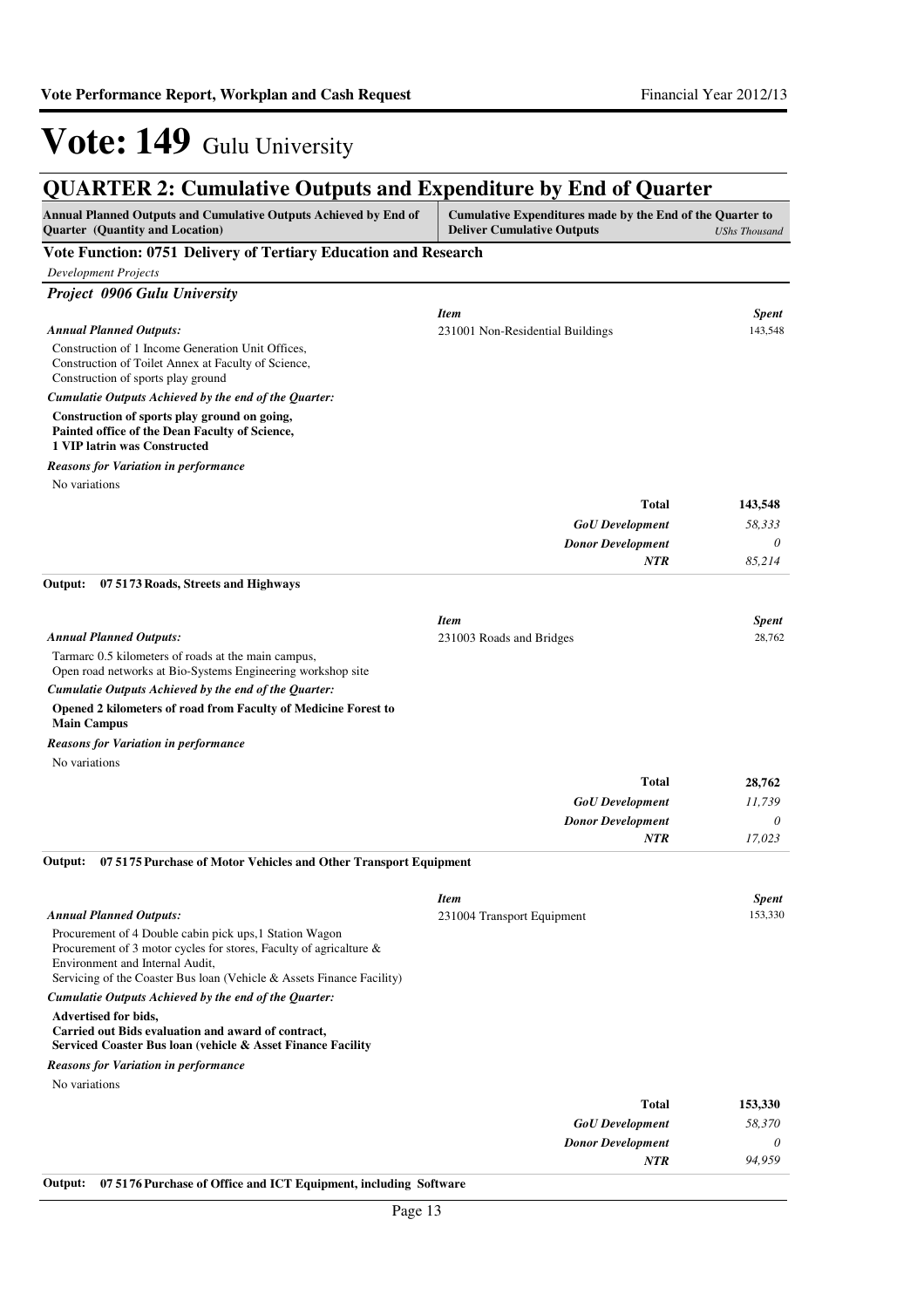# Vote: 149 Gulu University

## QUARTER 2: Cumulative Outputs and Expenditure by End of Quarter

| Annual Planned Outputs and Cumulative Outputs Achieved by End of Quarter (Quantity and Location) | Cumulative Expenditures made by the End of the Quarter to Deliver Cumulative Outputs | *UShs Thousand* |
|---|---|---|

### Vote Function: 0751 Delivery of Tertiary Education and Research

*Development Projects*

***Project 0906 Gulu University***

*Annual Planned Outputs:*

Construction of 1 Income Generation Unit Offices,
Construction of Toilet Annex at Faculty of Science,
Construction of sports play ground

*Cumulatie Outputs Achieved by the end of the Quarter:*

**Construction of sports play ground on going,**
**Painted office of the Dean Faculty of Science,**
**1 VIP latrin was Constructed**

*Reasons for Variation in performance*

No variations

| *Item* | *Spent* |
|---|---|
| 231001 Non-Residential Buildings | 143,548 |
| **Total** | **143,548** |
| *GoU Development* | *58,333* |
| *Donor Development* | *0* |
| *NTR* | *85,214* |

**Output: 07 5173 Roads, Streets and Highways**

*Annual Planned Outputs:*

Tarmarc 0.5 kilometers of roads at the main campus,
Open road networks at Bio-Systems Engineering workshop site

*Cumulatie Outputs Achieved by the end of the Quarter:*

**Opened 2 kilometers of road from Faculty of Medicine Forest to Main Campus**

*Reasons for Variation in performance*

No variations

| *Item* | *Spent* |
|---|---|
| 231003 Roads and Bridges | 28,762 |
| **Total** | **28,762** |
| *GoU Development* | *11,739* |
| *Donor Development* | *0* |
| *NTR* | *17,023* |

**Output: 07 5175 Purchase of Motor Vehicles and Other Transport Equipment**

*Annual Planned Outputs:*

Procurement of 4 Double cabin pick ups,1 Station Wagon
Procurement of 3 motor cycles for stores, Faculty of agricalture & Environment and Internal Audit,
Servicing of the Coaster Bus loan (Vehicle & Assets Finance Facility)

*Cumulatie Outputs Achieved by the end of the Quarter:*

**Advertised for bids,**
**Carried out Bids evaluation and award of contract,**
**Serviced Coaster Bus loan (vehicle & Asset Finance Facility**

*Reasons for Variation in performance*

No variations

| *Item* | *Spent* |
|---|---|
| 231004 Transport Equipment | 153,330 |
| **Total** | **153,330** |
| *GoU Development* | *58,370* |
| *Donor Development* | *0* |
| *NTR* | *94,959* |

**Output: 07 5176 Purchase of Office and ICT Equipment, including Software**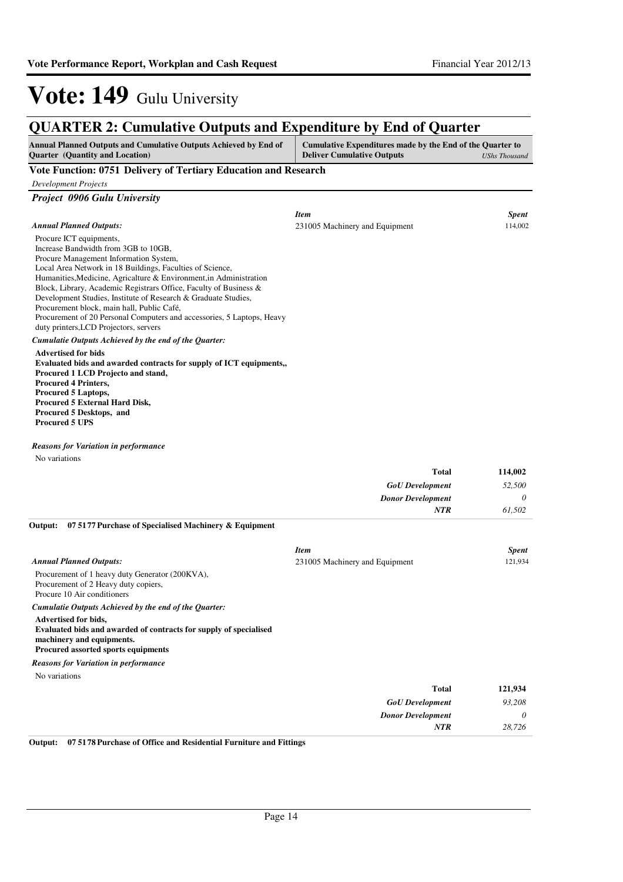# Vote: 149 Gulu University

## QUARTER 2: Cumulative Outputs and Expenditure by End of Quarter

| Annual Planned Outputs and Cumulative Outputs Achieved by End of Quarter (Quantity and Location) | Cumulative Expenditures made by the End of the Quarter to Deliver Cumulative Outputs | *UShs Thousand* |
|---|---|---|

### Vote Function: 0751 Delivery of Tertiary Education and Research

*Development Projects*

#### *Project 0906 Gulu University*

*Annual Planned Outputs:*

Procure ICT equipments,
Increase Bandwidth from 3GB to 10GB,
Procure Management Information System,
Local Area Network in 18 Buildings, Faculties of Science, Humanities,Medicine, Agricalture & Environment,in Administration Block, Library, Academic Registrars Office, Faculty of Business & Development Studies, Institute of Research & Graduate Studies, Procurement block, main hall, Public Café,
Procurement of 20 Personal Computers and accessories, 5 Laptops, Heavy duty printers,LCD Projectors, servers

*Cumulatie Outputs Achieved by the end of the Quarter:*

**Advertised for bids**
**Evaluated bids and awarded contracts for supply of ICT equipments,,**
**Procured 1 LCD Projecto and stand,**
**Procured 4 Printers,**
**Procured 5 Laptops,**
**Procured 5 External Hard Disk,**
**Procured 5 Desktops, and**
**Procured 5 UPS**

*Reasons for Variation in performance*

No variations

| *Item* | *Spent* |
|---|---|
| 231005 Machinery and Equipment | 114,002 |
| **Total** | **114,002** |
| *GoU Development* | *52,500* |
| *Donor Development* | *0* |
| *NTR* | *61,502* |

**Output: 07 5177 Purchase of Specialised Machinery & Equipment**

*Annual Planned Outputs:*

Procurement of 1 heavy duty Generator (200KVA),
Procurement of 2 Heavy duty copiers,
Procure 10 Air conditioners

*Cumulatie Outputs Achieved by the end of the Quarter:*

**Advertised for bids,**
**Evaluated bids and awarded of contracts for supply of specialised machinery and equipments.**
**Procured assorted sports equipments**

*Reasons for Variation in performance*

No variations

| *Item* | *Spent* |
|---|---|
| 231005 Machinery and Equipment | 121,934 |
| **Total** | **121,934** |
| *GoU Development* | *93,208* |
| *Donor Development* | *0* |
| *NTR* | *28,726* |

**Output: 07 5178 Purchase of Office and Residential Furniture and Fittings**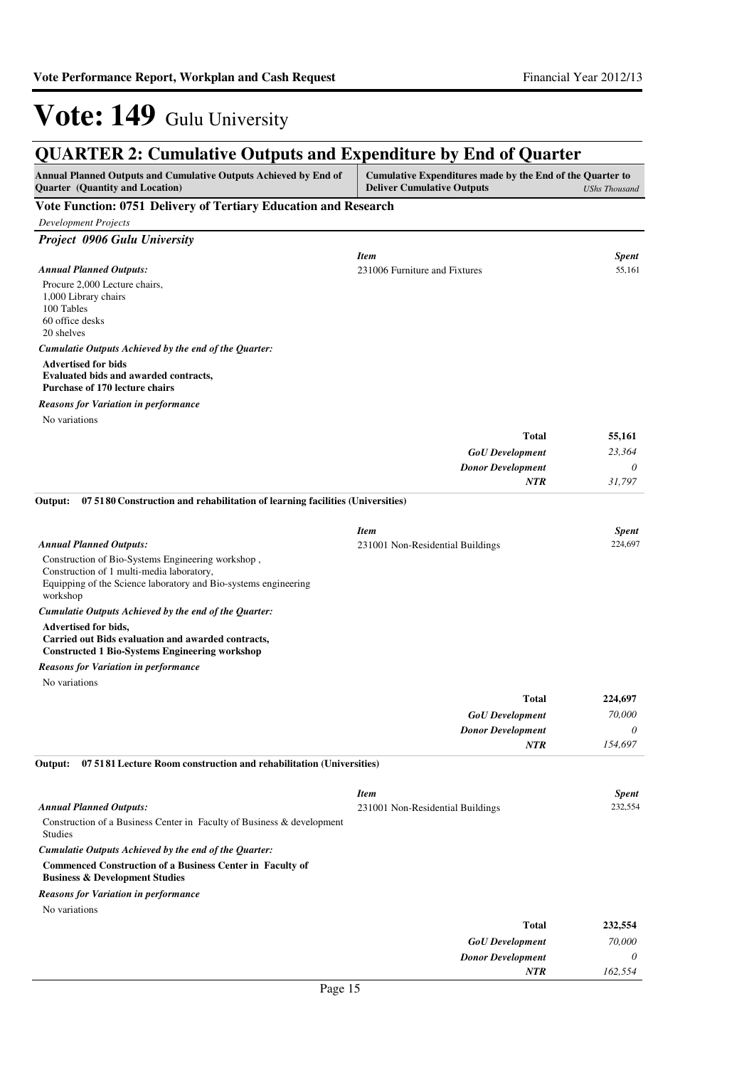# Vote: 149 Gulu University

## QUARTER 2: Cumulative Outputs and Expenditure by End of Quarter

| Annual Planned Outputs and Cumulative Outputs Achieved by End of Quarter (Quantity and Location) | Cumulative Expenditures made by the End of the Quarter to Deliver Cumulative Outputs | *UShs Thousand* |
|---|---|---|

### Vote Function: 0751 Delivery of Tertiary Education and Research

*Development Projects*

#### *Project 0906 Gulu University*

*Annual Planned Outputs:*

Procure 2,000 Lecture chairs,
1,000 Library chairs
100 Tables
60 office desks
20 shelves

*Cumulatie Outputs Achieved by the end of the Quarter:*

**Advertised for bids**
**Evaluated bids and awarded contracts,**
**Purchase of 170 lecture chairs**

*Reasons for Variation in performance*

No variations

| *Item* | *Spent* |
|---|---|
| 231006 Furniture and Fixtures | 55,161 |
| **Total** | **55,161** |
| *GoU Development* | *23,364* |
| *Donor Development* | *0* |
| *NTR* | *31,797* |

**Output: 07 5180 Construction and rehabilitation of learning facilities (Universities)**

*Annual Planned Outputs:*

Construction of Bio-Systems Engineering workshop ,
Construction of 1 multi-media laboratory,
Equipping of the Science laboratory and Bio-systems engineering workshop

*Cumulatie Outputs Achieved by the end of the Quarter:*

**Advertised for bids,**
**Carried out Bids evaluation and awarded contracts,**
**Constructed 1 Bio-Systems Engineering workshop**

*Reasons for Variation in performance*

No variations

| *Item* | *Spent* |
|---|---|
| 231001 Non-Residential Buildings | 224,697 |
| **Total** | **224,697** |
| *GoU Development* | *70,000* |
| *Donor Development* | *0* |
| *NTR* | *154,697* |

**Output: 07 5181 Lecture Room construction and rehabilitation (Universities)**

*Annual Planned Outputs:*

Construction of a Business Center in Faculty of Business & development Studies

*Cumulatie Outputs Achieved by the end of the Quarter:*

**Commenced Construction of a Business Center in Faculty of Business & Development Studies**

*Reasons for Variation in performance*

No variations

| *Item* | *Spent* |
|---|---|
| 231001 Non-Residential Buildings | 232,554 |
| **Total** | **232,554** |
| *GoU Development* | *70,000* |
| *Donor Development* | *0* |
| *NTR* | *162,554* |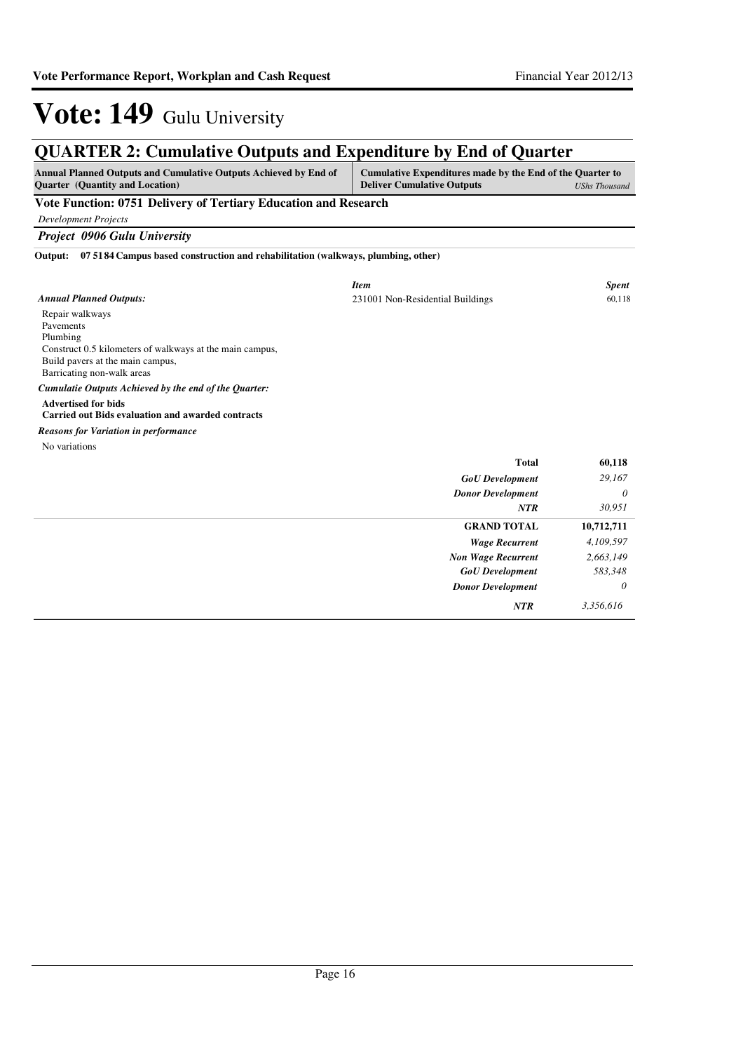# Vote: 149 Gulu University

## QUARTER 2: Cumulative Outputs and Expenditure by End of Quarter

| Annual Planned Outputs and Cumulative Outputs Achieved by End of Quarter (Quantity and Location) | Cumulative Expenditures made by the End of the Quarter to Deliver Cumulative Outputs | *UShs Thousand* |
|---|---|---|

### Vote Function: 0751 Delivery of Tertiary Education and Research

*Development Projects*

***Project 0906 Gulu University***

**Output: 07 5184 Campus based construction and rehabilitation (walkways, plumbing, other)**

***Annual Planned Outputs:***

Repair walkways
Pavements
Plumbing
Construct 0.5 kilometers of walkways at the main campus,
Build pavers at the main campus,
Barricating non-walk areas

***Cumulatie Outputs Achieved by the end of the Quarter:***

**Advertised for bids**
**Carried out Bids evaluation and awarded contracts**

***Reasons for Variation in performance***

No variations

| *Item* | *Spent* |
|---|---|
| 231001 Non-Residential Buildings | 60,118 |

| | |
|---|---|
| **Total** | **60,118** |
| ***GoU Development*** | *29,167* |
| ***Donor Development*** | *0* |
| ***NTR*** | *30,951* |

| | |
|---|---|
| **GRAND TOTAL** | **10,712,711** |
| ***Wage Recurrent*** | *4,109,597* |
| ***Non Wage Recurrent*** | *2,663,149* |
| ***GoU Development*** | *583,348* |
| ***Donor Development*** | *0* |
| ***NTR*** | *3,356,616* |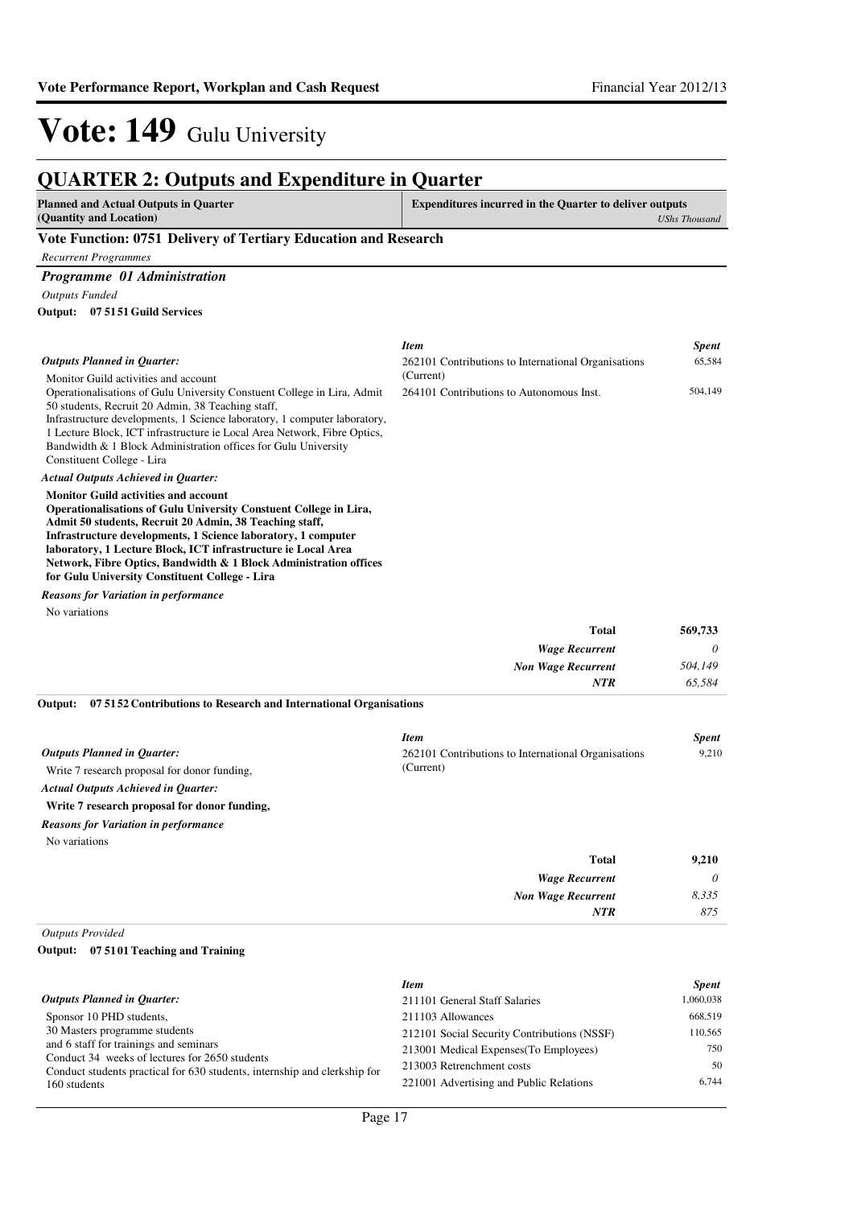# Vote: 149 Gulu University

## QUARTER 2: Outputs and Expenditure in Quarter

| Planned and Actual Outputs in Quarter (Quantity and Location) | Expenditures incurred in the Quarter to deliver outputs *UShs Thousand* |
|---|---|

### Vote Function: 0751 Delivery of Tertiary Education and Research

*Recurrent Programmes*

#### *Programme 01 Administration*

*Outputs Funded*

**Output: 07 51 51 Guild Services**

*Outputs Planned in Quarter:*

Monitor Guild activities and account
Operationalisations of Gulu University Constuent College in Lira, Admit 50 students, Recruit 20 Admin, 38 Teaching staff,
Infrastructure developments, 1 Science laboratory, 1 computer laboratory, 1 Lecture Block, ICT infrastructure ie Local Area Network, Fibre Optics, Bandwidth & 1 Block Administration offices for Gulu University Constituent College - Lira

*Actual Outputs Achieved in Quarter:*

**Monitor Guild activities and account**
**Operationalisations of Gulu University Constuent College in Lira, Admit 50 students, Recruit 20 Admin, 38 Teaching staff, Infrastructure developments, 1 Science laboratory, 1 computer laboratory, 1 Lecture Block, ICT infrastructure ie Local Area Network, Fibre Optics, Bandwidth & 1 Block Administration offices for Gulu University Constituent College - Lira**

*Reasons for Variation in performance*

No variations

| *Item* | *Spent* |
|---|---|
| 262101 Contributions to International Organisations (Current) | 65,584 |
| 264101 Contributions to Autonomous Inst. | 504,149 |
| **Total** | **569,733** |
| *Wage Recurrent* | *0* |
| *Non Wage Recurrent* | *504,149* |
| *NTR* | *65,584* |

**Output: 07 51 52 Contributions to Research and International Organisations**

*Outputs Planned in Quarter:*

Write 7 research proposal for donor funding,

*Actual Outputs Achieved in Quarter:*

**Write 7 research proposal for donor funding,**

*Reasons for Variation in performance*

No variations

| *Item* | *Spent* |
|---|---|
| 262101 Contributions to International Organisations (Current) | 9,210 |
| **Total** | **9,210** |
| *Wage Recurrent* | *0* |
| *Non Wage Recurrent* | *8,335* |
| *NTR* | *875* |

*Outputs Provided*

**Output: 07 51 01 Teaching and Training**

*Outputs Planned in Quarter:*

Sponsor 10 PHD students,
30 Masters programme students
and 6 staff for trainings and seminars
Conduct 34 weeks of lectures for 2650 students
Conduct students practical for 630 students, internship and clerkship for 160 students

| *Item* | *Spent* |
|---|---|
| 211101 General Staff Salaries | 1,060,038 |
| 211103 Allowances | 668,519 |
| 212101 Social Security Contributions (NSSF) | 110,565 |
| 213001 Medical Expenses(To Employees) | 750 |
| 213003 Retrenchment costs | 50 |
| 221001 Advertising and Public Relations | 6,744 |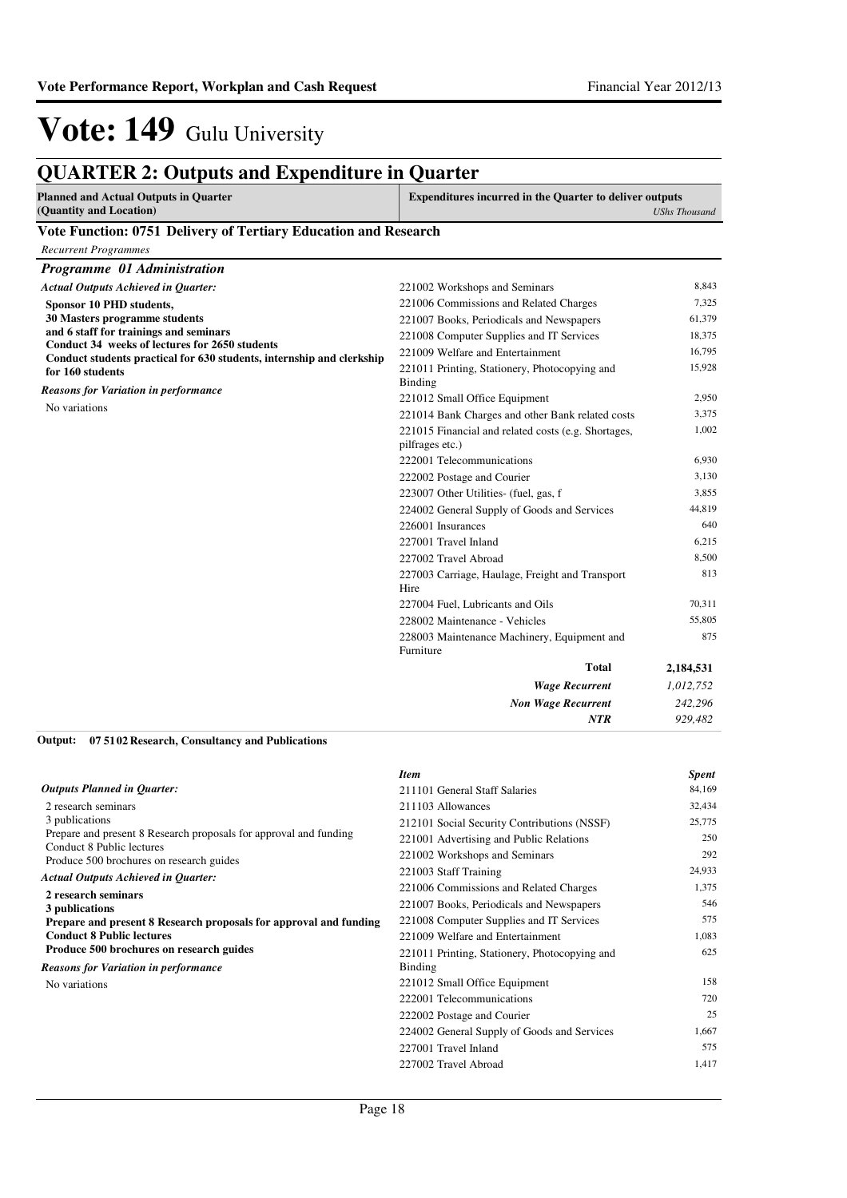# Vote: 149 Gulu University

## QUARTER 2: Outputs and Expenditure in Quarter

| Planned and Actual Outputs in Quarter (Quantity and Location) | Expenditures incurred in the Quarter to deliver outputs | *UShs Thousand* |
|---|---|---|

### Vote Function: 0751 Delivery of Tertiary Education and Research

*Recurrent Programmes*

#### *Programme 01 Administration*

*Actual Outputs Achieved in Quarter:*

**Sponsor 10 PHD students,**
**30 Masters programme students**
**and 6 staff for trainings and seminars**
**Conduct 34 weeks of lectures for 2650 students**
**Conduct students practical for 630 students, internship and clerkship for 160 students**

*Reasons for Variation in performance*

No variations

| Item | Spent |
|---|---|
| 221002 Workshops and Seminars | 8,843 |
| 221006 Commissions and Related Charges | 7,325 |
| 221007 Books, Periodicals and Newspapers | 61,379 |
| 221008 Computer Supplies and IT Services | 18,375 |
| 221009 Welfare and Entertainment | 16,795 |
| 221011 Printing, Stationery, Photocopying and Binding | 15,928 |
| 221012 Small Office Equipment | 2,950 |
| 221014 Bank Charges and other Bank related costs | 3,375 |
| 221015 Financial and related costs (e.g. Shortages, pilfrages etc.) | 1,002 |
| 222001 Telecommunications | 6,930 |
| 222002 Postage and Courier | 3,130 |
| 223007 Other Utilities- (fuel, gas, f | 3,855 |
| 224002 General Supply of Goods and Services | 44,819 |
| 226001 Insurances | 640 |
| 227001 Travel Inland | 6,215 |
| 227002 Travel Abroad | 8,500 |
| 227003 Carriage, Haulage, Freight and Transport Hire | 813 |
| 227004 Fuel, Lubricants and Oils | 70,311 |
| 228002 Maintenance - Vehicles | 55,805 |
| 228003 Maintenance Machinery, Equipment and Furniture | 875 |
| **Total** | **2,184,531** |
| ***Wage Recurrent*** | *1,012,752* |
| ***Non Wage Recurrent*** | *242,296* |
| ***NTR*** | *929,482* |

**Output: 07 51 02 Research, Consultancy and Publications**

*Outputs Planned in Quarter:*

2 research seminars
3 publications
Prepare and present 8 Research proposals for approval and funding
Conduct 8 Public lectures
Produce 500 brochures on research guides

*Actual Outputs Achieved in Quarter:*

**2 research seminars**
**3 publications**
**Prepare and present 8 Research proposals for approval and funding**
**Conduct 8 Public lectures**
**Produce 500 brochures on research guides**

*Reasons for Variation in performance*

No variations

| *Item* | *Spent* |
|---|---|
| 211101 General Staff Salaries | 84,169 |
| 211103 Allowances | 32,434 |
| 212101 Social Security Contributions (NSSF) | 25,775 |
| 221001 Advertising and Public Relations | 250 |
| 221002 Workshops and Seminars | 292 |
| 221003 Staff Training | 24,933 |
| 221006 Commissions and Related Charges | 1,375 |
| 221007 Books, Periodicals and Newspapers | 546 |
| 221008 Computer Supplies and IT Services | 575 |
| 221009 Welfare and Entertainment | 1,083 |
| 221011 Printing, Stationery, Photocopying and Binding | 625 |
| 221012 Small Office Equipment | 158 |
| 222001 Telecommunications | 720 |
| 222002 Postage and Courier | 25 |
| 224002 General Supply of Goods and Services | 1,667 |
| 227001 Travel Inland | 575 |
| 227002 Travel Abroad | 1,417 |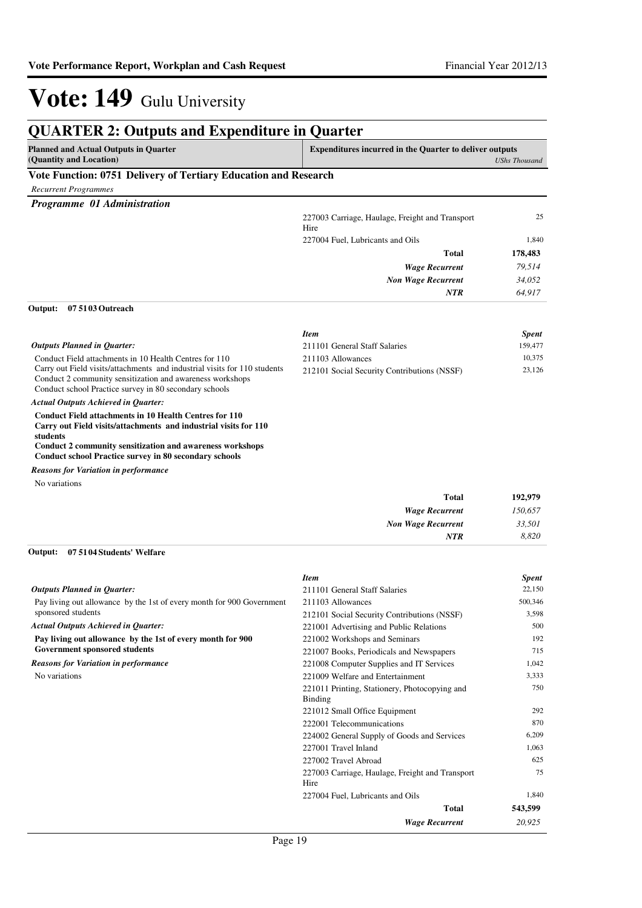# Vote: 149 Gulu University

## QUARTER 2: Outputs and Expenditure in Quarter

| Planned and Actual Outputs in Quarter (Quantity and Location) | Expenditures incurred in the Quarter to deliver outputs | UShs Thousand |
|---|---|---|

### Vote Function: 0751 Delivery of Tertiary Education and Research

*Recurrent Programmes*

***Programme 01 Administration***

| Item | Spent |
|---|---|
| 227003 Carriage, Haulage, Freight and Transport Hire | 25 |
| 227004 Fuel, Lubricants and Oils | 1,840 |
| **Total** | **178,483** |
| ***Wage Recurrent*** | *79,514* |
| ***Non Wage Recurrent*** | *34,052* |
| ***NTR*** | *64,917* |

**Output: 07 5103 Outreach**

*Outputs Planned in Quarter:*

Conduct Field attachments in 10 Health Centres for 110
Carry out Field visits/attachments and industrial visits for 110 students
Conduct 2 community sensitization and awareness workshops
Conduct school Practice survey in 80 secondary schools

*Actual Outputs Achieved in Quarter:*

**Conduct Field attachments in 10 Health Centres for 110**
**Carry out Field visits/attachments and industrial visits for 110 students**
**Conduct 2 community sensitization and awareness workshops**
**Conduct school Practice survey in 80 secondary schools**

*Reasons for Variation in performance*

No variations

| *Item* | *Spent* |
|---|---|
| 211101 General Staff Salaries | 159,477 |
| 211103 Allowances | 10,375 |
| 212101 Social Security Contributions (NSSF) | 23,126 |
| **Total** | **192,979** |
| ***Wage Recurrent*** | *150,657* |
| ***Non Wage Recurrent*** | *33,501* |
| ***NTR*** | *8,820* |

**Output: 07 5104 Students' Welfare**

*Outputs Planned in Quarter:*

Pay living out allowance by the 1st of every month for 900 Government sponsored students

*Actual Outputs Achieved in Quarter:*

**Pay living out allowance by the 1st of every month for 900 Government sponsored students**

*Reasons for Variation in performance*

No variations

| *Item* | *Spent* |
|---|---|
| 211101 General Staff Salaries | 22,150 |
| 211103 Allowances | 500,346 |
| 212101 Social Security Contributions (NSSF) | 3,598 |
| 221001 Advertising and Public Relations | 500 |
| 221002 Workshops and Seminars | 192 |
| 221007 Books, Periodicals and Newspapers | 715 |
| 221008 Computer Supplies and IT Services | 1,042 |
| 221009 Welfare and Entertainment | 3,333 |
| 221011 Printing, Stationery, Photocopying and Binding | 750 |
| 221012 Small Office Equipment | 292 |
| 222001 Telecommunications | 870 |
| 224002 General Supply of Goods and Services | 6,209 |
| 227001 Travel Inland | 1,063 |
| 227002 Travel Abroad | 625 |
| 227003 Carriage, Haulage, Freight and Transport Hire | 75 |
| 227004 Fuel, Lubricants and Oils | 1,840 |
| **Total** | **543,599** |
| ***Wage Recurrent*** | *20,925* |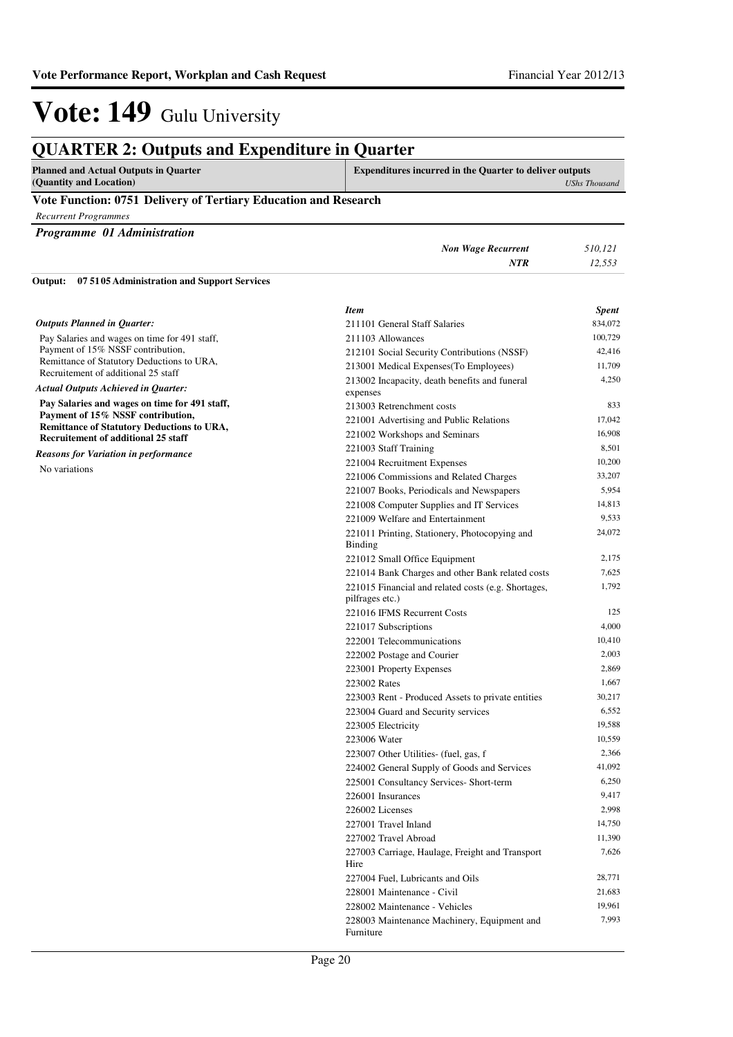# Vote: 149 Gulu University

## QUARTER 2: Outputs and Expenditure in Quarter

| Planned and Actual Outputs in Quarter (Quantity and Location) | Expenditures incurred in the Quarter to deliver outputs | UShs Thousand |
|---|---|---|

### Vote Function: 0751 Delivery of Tertiary Education and Research

*Recurrent Programmes*

***Programme 01 Administration***

| | |
|---|---|
| *Non Wage Recurrent* | *510,121* |
| *NTR* | *12,553* |

**Output: 07 5105 Administration and Support Services**

***Outputs Planned in Quarter:***

Pay Salaries and wages on time for 491 staff, Payment of 15% NSSF contribution, Remittance of Statutory Deductions to URA, Recruitement of additional 25 staff

***Actual Outputs Achieved in Quarter:***

**Pay Salaries and wages on time for 491 staff, Payment of 15% NSSF contribution, Remittance of Statutory Deductions to URA, Recruitement of additional 25 staff**

***Reasons for Variation in performance***

No variations

| *Item* | *Spent* |
|---|---|
| 211101 General Staff Salaries | 834,072 |
| 211103 Allowances | 100,729 |
| 212101 Social Security Contributions (NSSF) | 42,416 |
| 213001 Medical Expenses(To Employees) | 11,709 |
| 213002 Incapacity, death benefits and funeral expenses | 4,250 |
| 213003 Retrenchment costs | 833 |
| 221001 Advertising and Public Relations | 17,042 |
| 221002 Workshops and Seminars | 16,908 |
| 221003 Staff Training | 8,501 |
| 221004 Recruitment Expenses | 10,200 |
| 221006 Commissions and Related Charges | 33,207 |
| 221007 Books, Periodicals and Newspapers | 5,954 |
| 221008 Computer Supplies and IT Services | 14,813 |
| 221009 Welfare and Entertainment | 9,533 |
| 221011 Printing, Stationery, Photocopying and Binding | 24,072 |
| 221012 Small Office Equipment | 2,175 |
| 221014 Bank Charges and other Bank related costs | 7,625 |
| 221015 Financial and related costs (e.g. Shortages, pilfrages etc.) | 1,792 |
| 221016 IFMS Recurrent Costs | 125 |
| 221017 Subscriptions | 4,000 |
| 222001 Telecommunications | 10,410 |
| 222002 Postage and Courier | 2,003 |
| 223001 Property Expenses | 2,869 |
| 223002 Rates | 1,667 |
| 223003 Rent - Produced Assets to private entities | 30,217 |
| 223004 Guard and Security services | 6,552 |
| 223005 Electricity | 19,588 |
| 223006 Water | 10,559 |
| 223007 Other Utilities- (fuel, gas, f | 2,366 |
| 224002 General Supply of Goods and Services | 41,092 |
| 225001 Consultancy Services- Short-term | 6,250 |
| 226001 Insurances | 9,417 |
| 226002 Licenses | 2,998 |
| 227001 Travel Inland | 14,750 |
| 227002 Travel Abroad | 11,390 |
| 227003 Carriage, Haulage, Freight and Transport Hire | 7,626 |
| 227004 Fuel, Lubricants and Oils | 28,771 |
| 228001 Maintenance - Civil | 21,683 |
| 228002 Maintenance - Vehicles | 19,961 |
| 228003 Maintenance Machinery, Equipment and Furniture | 7,993 |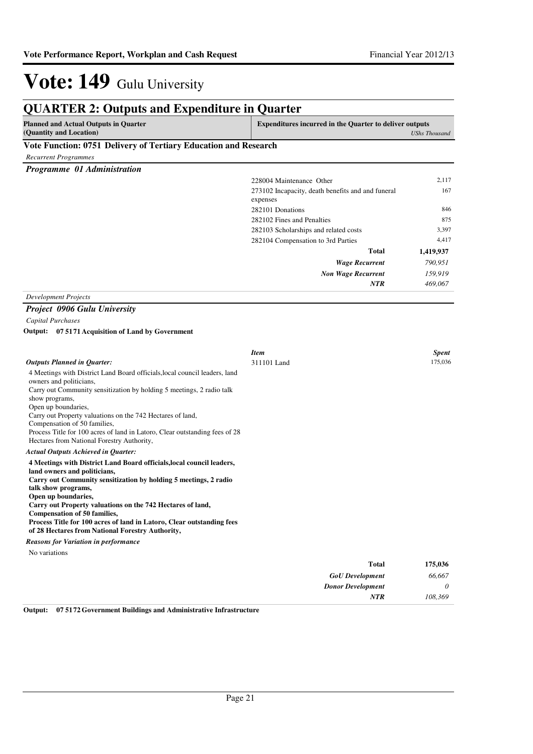# Vote: 149 Gulu University

## QUARTER 2: Outputs and Expenditure in Quarter

| Planned and Actual Outputs in Quarter (Quantity and Location) | Expenditures incurred in the Quarter to deliver outputs | *UShs Thousand* |
|---|---|---|

### Vote Function: 0751 Delivery of Tertiary Education and Research

*Recurrent Programmes*

#### *Programme 01 Administration*

| | |
|---|---|
| 228004 Maintenance Other | 2,117 |
| 273102 Incapacity, death benefits and funeral expenses | 167 |
| 282101 Donations | 846 |
| 282102 Fines and Penalties | 875 |
| 282103 Scholarships and related costs | 3,397 |
| 282104 Compensation to 3rd Parties | 4,417 |
| **Total** | **1,419,937** |
| ***Wage Recurrent*** | *790,951* |
| ***Non Wage Recurrent*** | *159,919* |
| ***NTR*** | *469,067* |

*Development Projects*

#### *Project 0906 Gulu University*

*Capital Purchases*

**Output: 07 5171 Acquisition of Land by Government**

***Outputs Planned in Quarter:***

4 Meetings with District Land Board officials,local council leaders, land owners and politicians,
Carry out Community sensitization by holding 5 meetings, 2 radio talk show programs,
Open up boundaries,
Carry out Property valuations on the 742 Hectares of land,
Compensation of 50 families,
Process Title for 100 acres of land in Latoro, Clear outstanding fees of 28 Hectares from National Forestry Authority,

***Actual Outputs Achieved in Quarter:***

**4 Meetings with District Land Board officials,local council leaders, land owners and politicians,**
**Carry out Community sensitization by holding 5 meetings, 2 radio talk show programs,**
**Open up boundaries,**
**Carry out Property valuations on the 742 Hectares of land,**
**Compensation of 50 families,**
**Process Title for 100 acres of land in Latoro, Clear outstanding fees of 28 Hectares from National Forestry Authority,**

***Reasons for Variation in performance***

No variations

| *Item* | *Spent* |
|---|---|
| 311101 Land | 175,036 |
| **Total** | **175,036** |
| ***GoU Development*** | *66,667* |
| ***Donor Development*** | *0* |
| ***NTR*** | *108,369* |

**Output: 07 5172 Government Buildings and Administrative Infrastructure**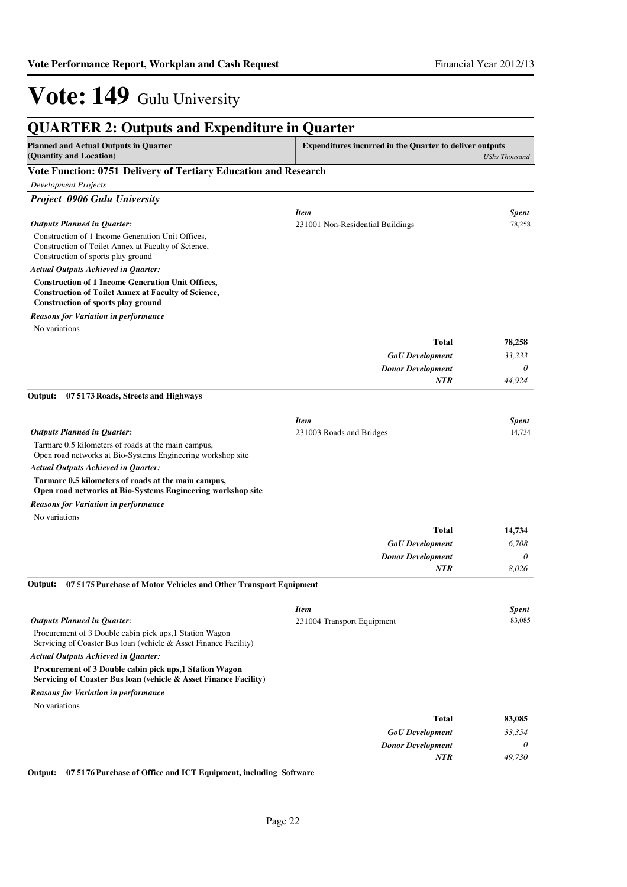# Vote: 149 Gulu University

## QUARTER 2: Outputs and Expenditure in Quarter

| Planned and Actual Outputs in Quarter (Quantity and Location) | Expenditures incurred in the Quarter to deliver outputs | *UShs Thousand* |
|---|---|---|

### Vote Function: 0751 Delivery of Tertiary Education and Research

*Development Projects*

#### *Project 0906 Gulu University*

***Outputs Planned in Quarter:***

Construction of 1 Income Generation Unit Offices, Construction of Toilet Annex at Faculty of Science, Construction of sports play ground

***Actual Outputs Achieved in Quarter:***

**Construction of 1 Income Generation Unit Offices, Construction of Toilet Annex at Faculty of Science, Construction of sports play ground**

***Reasons for Variation in performance***

No variations

| *Item* | *Spent* |
|---|---|
| 231001 Non-Residential Buildings | 78,258 |
| **Total** | **78,258** |
| ***GoU Development*** | *33,333* |
| ***Donor Development*** | *0* |
| ***NTR*** | *44,924* |

**Output: 07 5173 Roads, Streets and Highways**

***Outputs Planned in Quarter:***

Tarmarc 0.5 kilometers of roads at the main campus, Open road networks at Bio-Systems Engineering workshop site

***Actual Outputs Achieved in Quarter:***

**Tarmarc 0.5 kilometers of roads at the main campus, Open road networks at Bio-Systems Engineering workshop site**

***Reasons for Variation in performance***

No variations

| *Item* | *Spent* |
|---|---|
| 231003 Roads and Bridges | 14,734 |
| **Total** | **14,734** |
| ***GoU Development*** | *6,708* |
| ***Donor Development*** | *0* |
| ***NTR*** | *8,026* |

**Output: 07 5175 Purchase of Motor Vehicles and Other Transport Equipment**

***Outputs Planned in Quarter:***

Procurement of 3 Double cabin pick ups,1 Station Wagon Servicing of Coaster Bus loan (vehicle & Asset Finance Facility)

***Actual Outputs Achieved in Quarter:***

**Procurement of 3 Double cabin pick ups,1 Station Wagon Servicing of Coaster Bus loan (vehicle & Asset Finance Facility)**

***Reasons for Variation in performance***

No variations

| *Item* | *Spent* |
|---|---|
| 231004 Transport Equipment | 83,085 |
| **Total** | **83,085** |
| ***GoU Development*** | *33,354* |
| ***Donor Development*** | *0* |
| ***NTR*** | *49,730* |

**Output: 07 5176 Purchase of Office and ICT Equipment, including Software**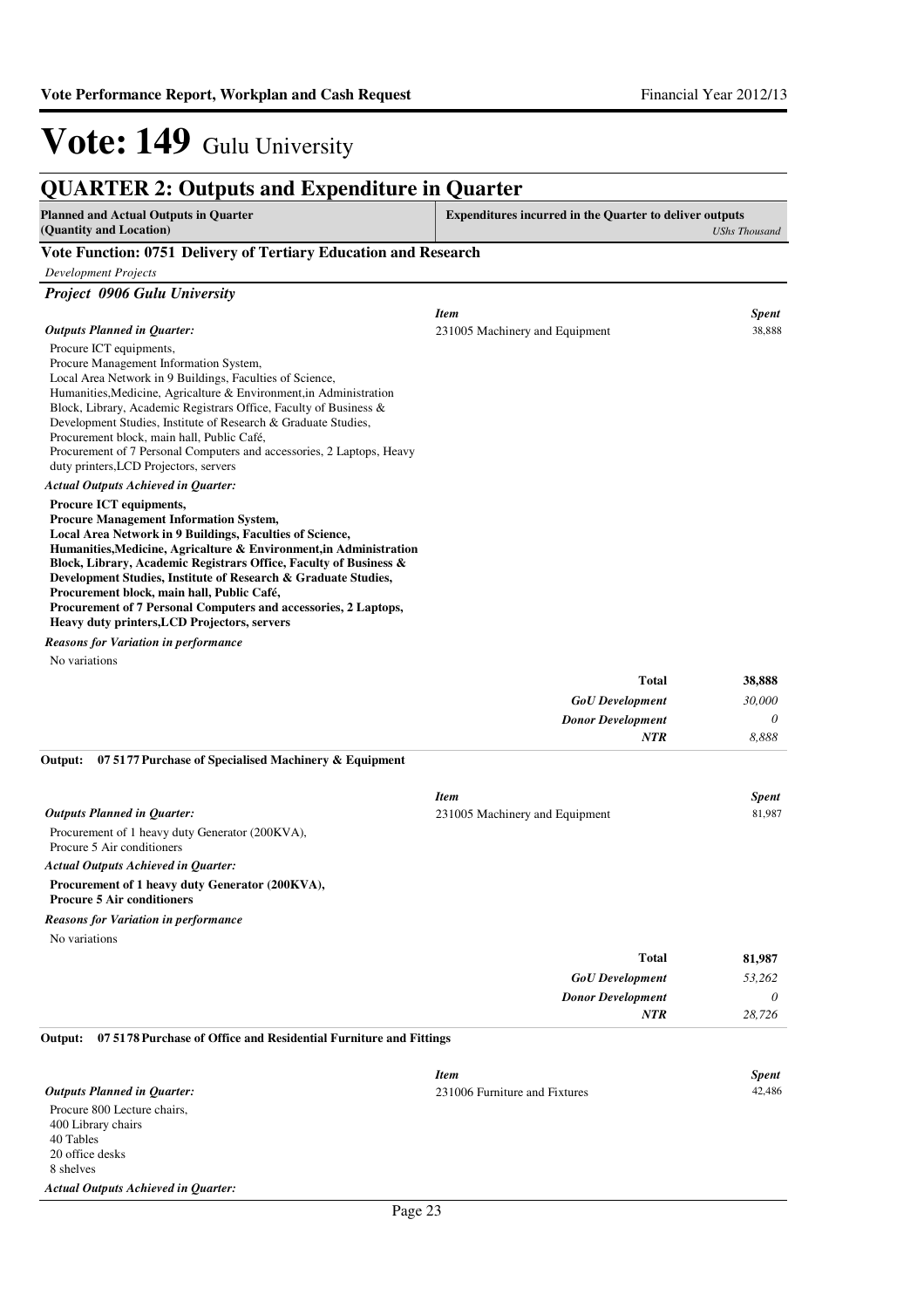# Vote: 149 Gulu University

## QUARTER 2: Outputs and Expenditure in Quarter

| Planned and Actual Outputs in Quarter (Quantity and Location) | Expenditures incurred in the Quarter to deliver outputs *UShs Thousand* |
|---|---|

### Vote Function: 0751 Delivery of Tertiary Education and Research

*Development Projects*

***Project 0906 Gulu University***

*Outputs Planned in Quarter:*

Procure ICT equipments,
Procure Management Information System,
Local Area Network in 9 Buildings, Faculties of Science, Humanities,Medicine, Agricalture & Environment,in Administration Block, Library, Academic Registrars Office, Faculty of Business & Development Studies, Institute of Research & Graduate Studies, Procurement block, main hall, Public Café,
Procurement of 7 Personal Computers and accessories, 2 Laptops, Heavy duty printers,LCD Projectors, servers

*Actual Outputs Achieved in Quarter:*

**Procure ICT equipments,**
**Procure Management Information System,**
**Local Area Network in 9 Buildings, Faculties of Science, Humanities,Medicine, Agricalture & Environment,in Administration Block, Library, Academic Registrars Office, Faculty of Business & Development Studies, Institute of Research & Graduate Studies, Procurement block, main hall, Public Café,**
**Procurement of 7 Personal Computers and accessories, 2 Laptops, Heavy duty printers,LCD Projectors, servers**

*Reasons for Variation in performance*

No variations

| *Item* | *Spent* |
|---|---|
| 231005 Machinery and Equipment | 38,888 |
| **Total** | **38,888** |
| *GoU Development* | *30,000* |
| *Donor Development* | *0* |
| *NTR* | *8,888* |

**Output: 07 5177 Purchase of Specialised Machinery & Equipment**

*Outputs Planned in Quarter:*

Procurement of 1 heavy duty Generator (200KVA),
Procure 5 Air conditioners

*Actual Outputs Achieved in Quarter:*

**Procurement of 1 heavy duty Generator (200KVA),**
**Procure 5 Air conditioners**

*Reasons for Variation in performance*

No variations

| *Item* | *Spent* |
|---|---|
| 231005 Machinery and Equipment | 81,987 |
| **Total** | **81,987** |
| *GoU Development* | *53,262* |
| *Donor Development* | *0* |
| *NTR* | *28,726* |

**Output: 07 5178 Purchase of Office and Residential Furniture and Fittings**

*Outputs Planned in Quarter:*

Procure 800 Lecture chairs,
400 Library chairs
40 Tables
20 office desks
8 shelves

*Actual Outputs Achieved in Quarter:*

| *Item* | *Spent* |
|---|---|
| 231006 Furniture and Fixtures | 42,486 |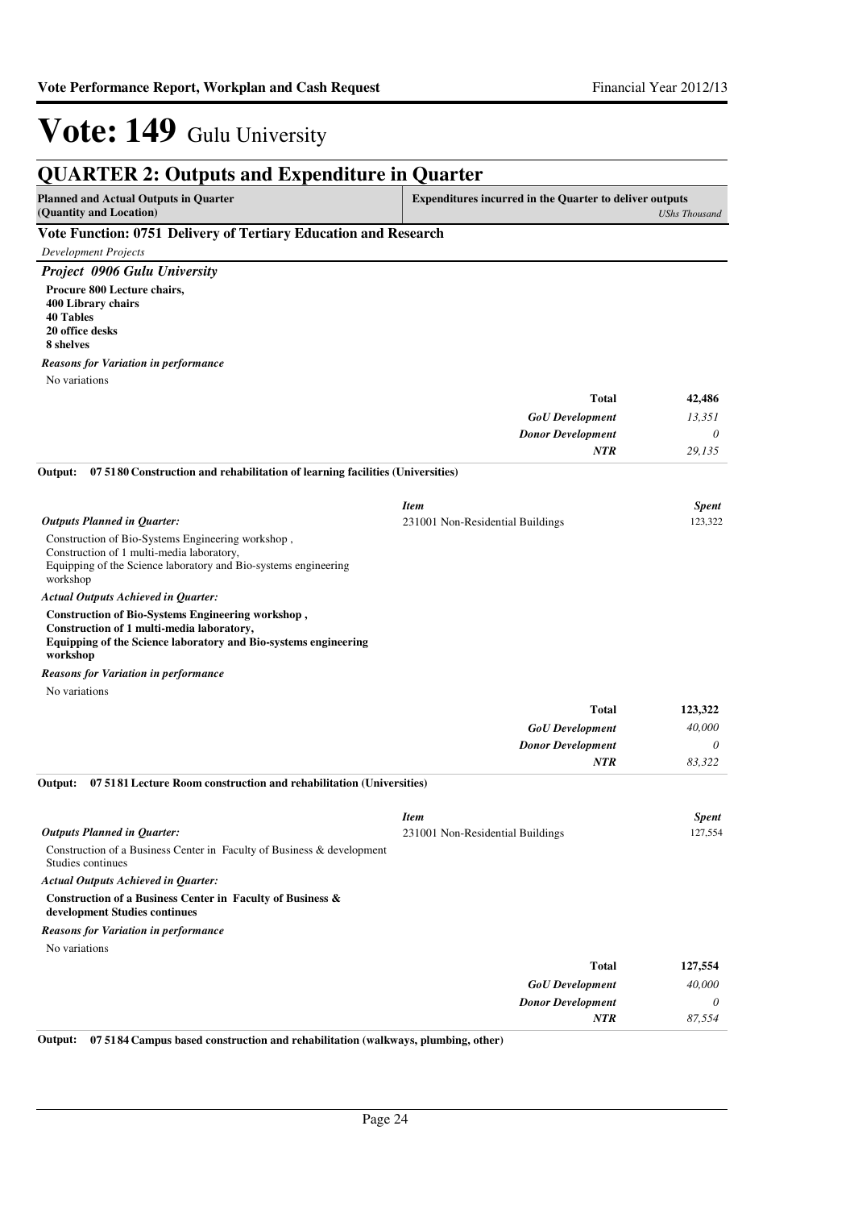# Vote: 149 Gulu University

## QUARTER 2: Outputs and Expenditure in Quarter

| **Planned and Actual Outputs in Quarter (Quantity and Location)** | **Expenditures incurred in the Quarter to deliver outputs** | *UShs Thousand* |
|---|---|---|

### Vote Function: 0751 Delivery of Tertiary Education and Research

*Development Projects*

### *Project 0906 Gulu University*

**Procure 800 Lecture chairs,**
**400 Library chairs**
**40 Tables**
**20 office desks**
**8 shelves**

*Reasons for Variation in performance*

No variations

| | | |
|---|---|---|
| | **Total** | **42,486** |
| | *GoU Development* | *13,351* |
| | *Donor Development* | *0* |
| | *NTR* | *29,135* |

**Output: 07 5180 Construction and rehabilitation of learning facilities (Universities)**

| | *Item* | *Spent* |
|---|---|---|
| *Outputs Planned in Quarter:* | 231001 Non-Residential Buildings | 123,322 |

Construction of Bio-Systems Engineering workshop ,
Construction of 1 multi-media laboratory,
Equipping of the Science laboratory and Bio-systems engineering workshop

*Actual Outputs Achieved in Quarter:*

**Construction of Bio-Systems Engineering workshop ,**
**Construction of 1 multi-media laboratory,**
**Equipping of the Science laboratory and Bio-systems engineering workshop**

*Reasons for Variation in performance*

No variations

| | | |
|---|---|---|
| | **Total** | **123,322** |
| | *GoU Development* | *40,000* |
| | *Donor Development* | *0* |
| | *NTR* | *83,322* |

**Output: 07 5181 Lecture Room construction and rehabilitation (Universities)**

| | *Item* | *Spent* |
|---|---|---|
| *Outputs Planned in Quarter:* | 231001 Non-Residential Buildings | 127,554 |

Construction of a Business Center in Faculty of Business & development Studies continues

*Actual Outputs Achieved in Quarter:*

**Construction of a Business Center in Faculty of Business & development Studies continues**

*Reasons for Variation in performance*

No variations

| | | |
|---|---|---|
| | **Total** | **127,554** |
| | *GoU Development* | *40,000* |
| | *Donor Development* | *0* |
| | *NTR* | *87,554* |

**Output: 07 5184 Campus based construction and rehabilitation (walkways, plumbing, other)**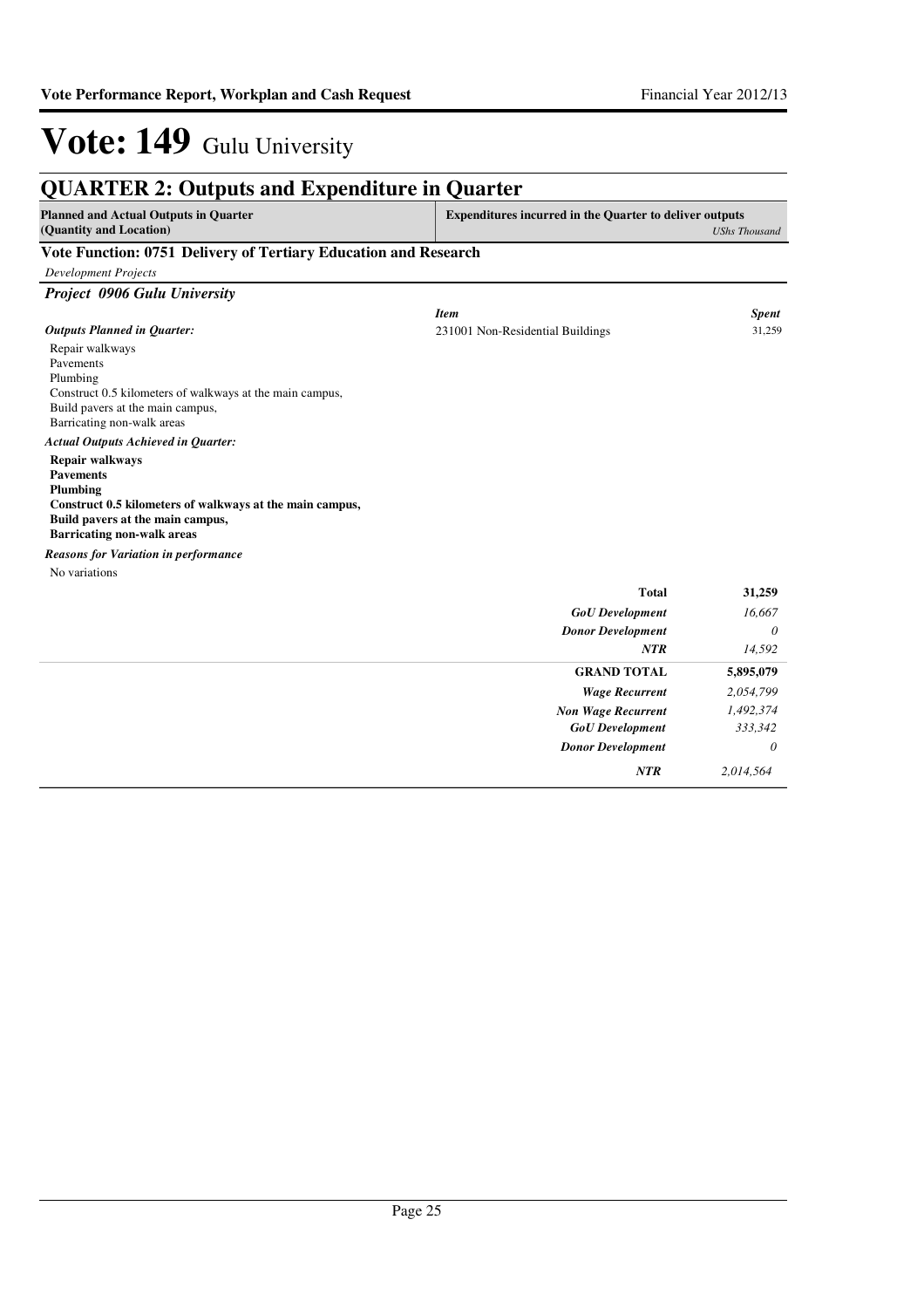# Vote: 149 Gulu University

## QUARTER 2: Outputs and Expenditure in Quarter

| Planned and Actual Outputs in Quarter (Quantity and Location) | Expenditures incurred in the Quarter to deliver outputs | *UShs Thousand* |
|---|---|---|

### Vote Function: 0751 Delivery of Tertiary Education and Research

*Development Projects*

#### *Project 0906 Gulu University*

*Outputs Planned in Quarter:*

Repair walkways
Pavements
Plumbing
Construct 0.5 kilometers of walkways at the main campus,
Build pavers at the main campus,
Barricating non-walk areas

*Actual Outputs Achieved in Quarter:*

**Repair walkways**
**Pavements**
**Plumbing**
**Construct 0.5 kilometers of walkways at the main campus,**
**Build pavers at the main campus,**
**Barricating non-walk areas**

*Reasons for Variation in performance*

No variations

| *Item* | *Spent* |
|---|---|
| 231001 Non-Residential Buildings | 31,259 |

| | |
|---|---|
| **Total** | **31,259** |
| *GoU Development* | *16,667* |
| *Donor Development* | *0* |
| *NTR* | *14,592* |

| | |
|---|---|
| **GRAND TOTAL** | **5,895,079** |
| *Wage Recurrent* | *2,054,799* |
| *Non Wage Recurrent* | *1,492,374* |
| *GoU Development* | *333,342* |
| *Donor Development* | *0* |
| *NTR* | *2,014,564* |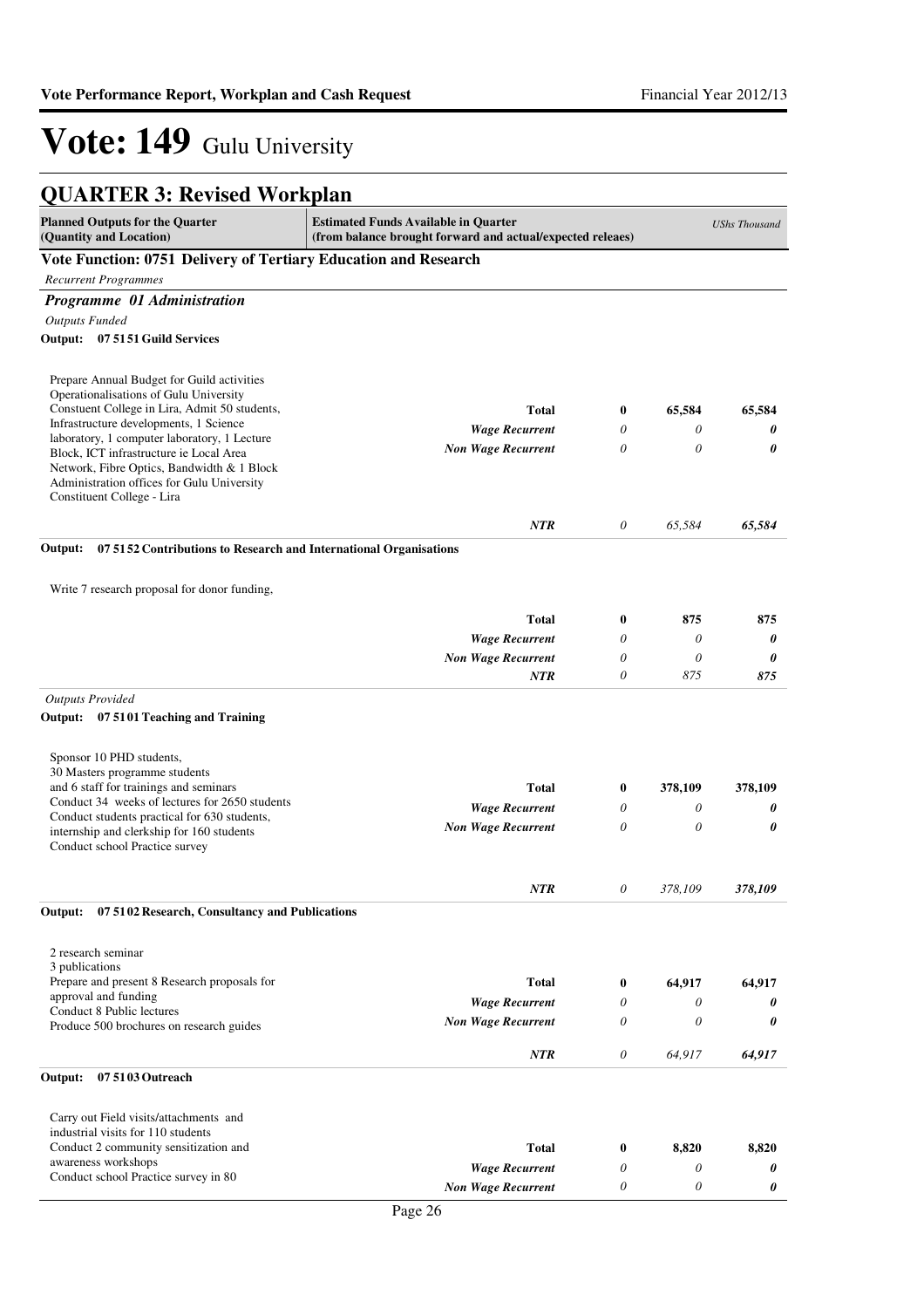# Vote: 149 Gulu University

## QUARTER 3: Revised Workplan

| Planned Outputs for the Quarter (Quantity and Location) | Estimated Funds Available in Quarter (from balance brought forward and actual/expected releaes) | | | *UShs Thousand* |
|---|---|---|---|---|

### Vote Function: 0751 Delivery of Tertiary Education and Research

*Recurrent Programmes*

#### *Programme 01 Administration*

*Outputs Funded*

**Output: 07 5151 Guild Services**

| Planned Outputs | | | | |
|---|---|---|---|---|
| Prepare Annual Budget for Guild activities<br>Operationalisations of Gulu University Constuent College in Lira, Admit 50 students, Infrastructure developments, 1 Science laboratory, 1 computer laboratory, 1 Lecture Block, ICT infrastructure ie Local Area Network, Fibre Optics, Bandwidth & 1 Block Administration offices for Gulu University Constituent College - Lira | **Total** | **0** | **65,584** | **65,584** |
| | ***Wage Recurrent*** | *0* | *0* | ***0*** |
| | ***Non Wage Recurrent*** | *0* | *0* | ***0*** |
| | ***NTR*** | *0* | *65,584* | ***65,584*** |

**Output: 07 5152 Contributions to Research and International Organisations**

| Planned Outputs | | | | |
|---|---|---|---|---|
| Write 7 research proposal for donor funding, | **Total** | **0** | **875** | **875** |
| | ***Wage Recurrent*** | *0* | *0* | ***0*** |
| | ***Non Wage Recurrent*** | *0* | *0* | ***0*** |
| | ***NTR*** | *0* | *875* | ***875*** |

*Outputs Provided*

**Output: 07 5101 Teaching and Training**

| Planned Outputs | | | | |
|---|---|---|---|---|
| Sponsor 10 PHD students,<br>30 Masters programme students<br>and 6 staff for trainings and seminars<br>Conduct 34 weeks of lectures for 2650 students<br>Conduct students practical for 630 students, internship and clerkship for 160 students<br>Conduct school Practice survey | **Total** | **0** | **378,109** | **378,109** |
| | ***Wage Recurrent*** | *0* | *0* | ***0*** |
| | ***Non Wage Recurrent*** | *0* | *0* | ***0*** |
| | ***NTR*** | *0* | *378,109* | ***378,109*** |

**Output: 07 5102 Research, Consultancy and Publications**

| Planned Outputs | | | | |
|---|---|---|---|---|
| 2 research seminar<br>3 publications<br>Prepare and present 8 Research proposals for approval and funding<br>Conduct 8 Public lectures<br>Produce 500 brochures on research guides | **Total** | **0** | **64,917** | **64,917** |
| | ***Wage Recurrent*** | *0* | *0* | ***0*** |
| | ***Non Wage Recurrent*** | *0* | *0* | ***0*** |
| | ***NTR*** | *0* | *64,917* | ***64,917*** |

**Output: 07 5103 Outreach**

| Planned Outputs | | | | |
|---|---|---|---|---|
| Carry out Field visits/attachments and industrial visits for 110 students<br>Conduct 2 community sensitization and awareness workshops<br>Conduct school Practice survey in 80 | **Total** | **0** | **8,820** | **8,820** |
| | ***Wage Recurrent*** | *0* | *0* | ***0*** |
| | ***Non Wage Recurrent*** | *0* | *0* | ***0*** |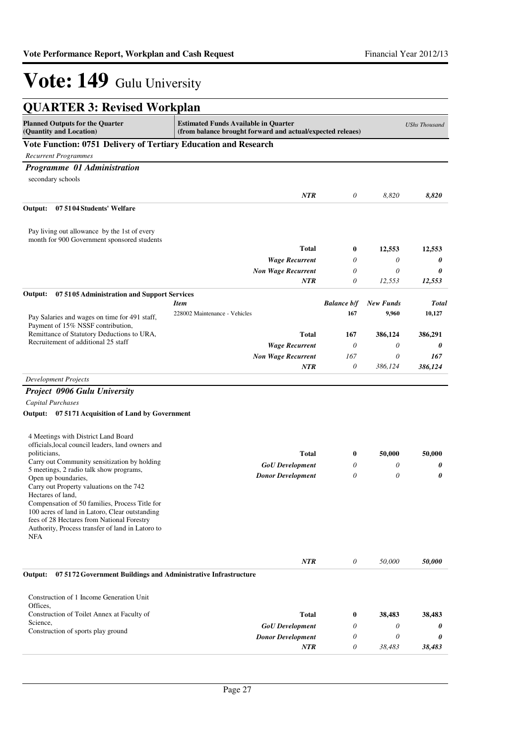# Vote: 149 Gulu University

## QUARTER 3: Revised Workplan

| Planned Outputs for the Quarter (Quantity and Location) | Estimated Funds Available in Quarter (from balance brought forward and actual/expected releaes) | | | *UShs Thousand* |
|---|---|---|---|---|

### Vote Function: 0751 Delivery of Tertiary Education and Research

*Recurrent Programmes*

#### *Programme 01 Administration*

| | | | | |
|---|---|---|---|---|
| secondary schools | | | | |
| | *NTR* | *0* | *8,820* | ***8,820*** |

**Output: 07 5104 Students' Welfare**

| | | | | |
|---|---|---|---|---|
| Pay living out allowance by the 1st of every month for 900 Government sponsored students | **Total** | **0** | **12,553** | **12,553** |
| | *Wage Recurrent* | *0* | *0* | ***0*** |
| | *Non Wage Recurrent* | *0* | *0* | ***0*** |
| | *NTR* | *0* | *12,553* | ***12,553*** |

**Output: 07 5105 Administration and Support Services**

| | *Item* | *Balance b/f* | *New Funds* | *Total* |
|---|---|---|---|---|
| Pay Salaries and wages on time for 491 staff, Payment of 15% NSSF contribution, Remittance of Statutory Deductions to URA, Recruitement of additional 25 staff | 228002 Maintenance - Vehicles | 167 | 9,960 | 10,127 |
| | **Total** | **167** | **386,124** | **386,291** |
| | *Wage Recurrent* | *0* | *0* | ***0*** |
| | *Non Wage Recurrent* | *167* | *0* | ***167*** |
| | *NTR* | *0* | *386,124* | ***386,124*** |

*Development Projects*

#### *Project 0906 Gulu University*

*Capital Purchases*

**Output: 07 5171 Acquisition of Land by Government**

| | | | | |
|---|---|---|---|---|
| 4 Meetings with District Land Board officials,local council leaders, land owners and politicians,<br>Carry out Community sensitization by holding 5 meetings, 2 radio talk show programs,<br>Open up boundaries,<br>Carry out Property valuations on the 742 Hectares of land,<br>Compensation of 50 families, Process Title for 100 acres of land in Latoro, Clear outstanding fees of 28 Hectares from National Forestry Authority, Process transfer of land in Latoro to NFA | **Total** | **0** | **50,000** | **50,000** |
| | *GoU Development* | *0* | *0* | ***0*** |
| | *Donor Development* | *0* | *0* | ***0*** |
| | *NTR* | *0* | *50,000* | ***50,000*** |

**Output: 07 5172 Government Buildings and Administrative Infrastructure**

| | | | | |
|---|---|---|---|---|
| Construction of 1 Income Generation Unit Offices,<br>Construction of Toilet Annex at Faculty of Science,<br>Construction of sports play ground | **Total** | **0** | **38,483** | **38,483** |
| | *GoU Development* | *0* | *0* | ***0*** |
| | *Donor Development* | *0* | *0* | ***0*** |
| | *NTR* | *0* | *38,483* | ***38,483*** |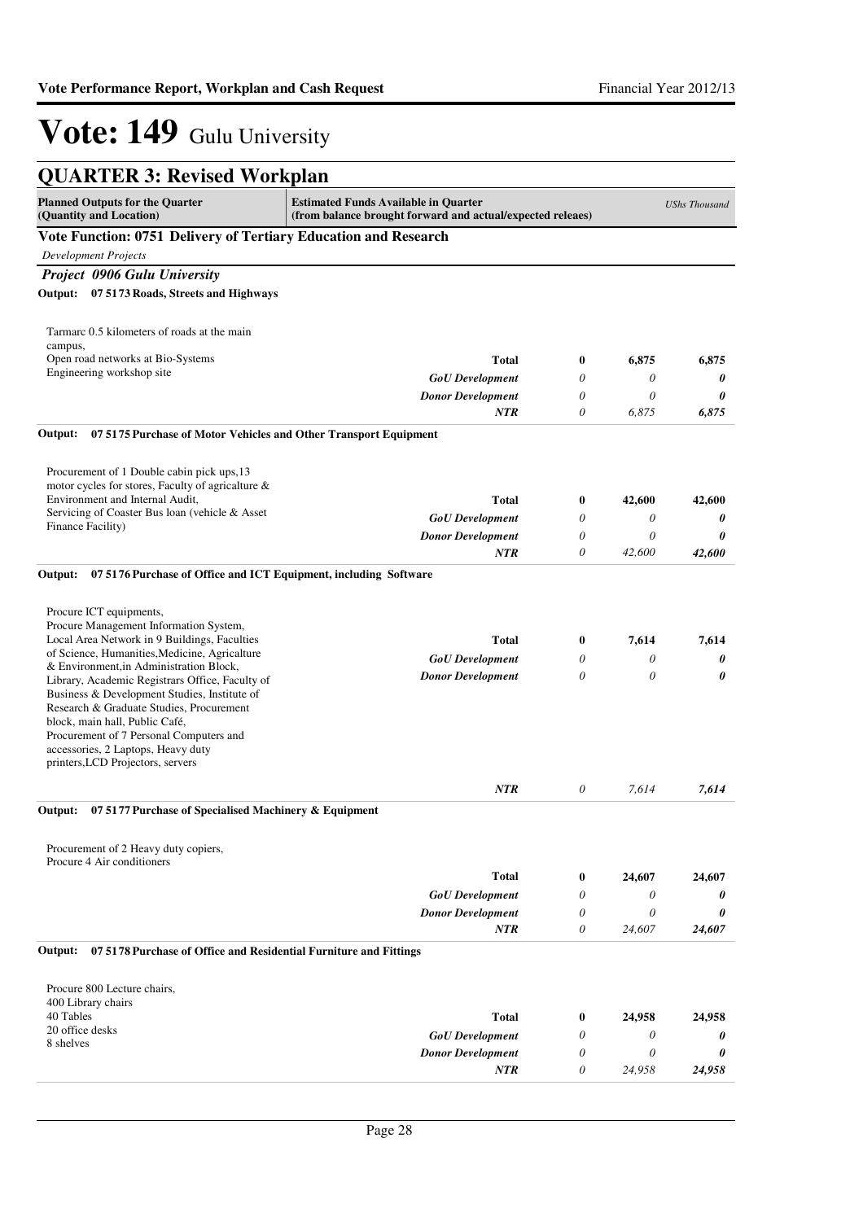# Vote: 149 Gulu University

## QUARTER 3: Revised Workplan

| Planned Outputs for the Quarter (Quantity and Location) | Estimated Funds Available in Quarter (from balance brought forward and actual/expected releaes) | | | *UShs Thousand* |
|---|---|---|---|---|

### Vote Function: 0751 Delivery of Tertiary Education and Research

*Development Projects*

***Project 0906 Gulu University***

**Output: 07 5173 Roads, Streets and Highways**

| Planned Outputs | Source | | | |
|---|---|---|---|---|
| Tarmarc 0.5 kilometers of roads at the main campus,<br>Open road networks at Bio-Systems Engineering workshop site | **Total** | **0** | **6,875** | **6,875** |
| | *GoU Development* | *0* | *0* | ***0*** |
| | *Donor Development* | *0* | *0* | ***0*** |
| | *NTR* | *0* | *6,875* | ***6,875*** |

**Output: 07 5175 Purchase of Motor Vehicles and Other Transport Equipment**

| Planned Outputs | Source | | | |
|---|---|---|---|---|
| Procurement of 1 Double cabin pick ups,13 motor cycles for stores, Faculty of agricalture & Environment and Internal Audit,<br>Servicing of Coaster Bus loan (vehicle & Asset Finance Facility) | **Total** | **0** | **42,600** | **42,600** |
| | *GoU Development* | *0* | *0* | ***0*** |
| | *Donor Development* | *0* | *0* | ***0*** |
| | *NTR* | *0* | *42,600* | ***42,600*** |

**Output: 07 5176 Purchase of Office and ICT Equipment, including Software**

| Planned Outputs | Source | | | |
|---|---|---|---|---|
| Procure ICT equipments,<br>Procure Management Information System,<br>Local Area Network in 9 Buildings, Faculties of Science, Humanities,Medicine, Agriculture & Environment,in Administration Block, Library, Academic Registrars Office, Faculty of Business & Development Studies, Institute of Research & Graduate Studies, Procurement block, main hall, Public Café,<br>Procurement of 7 Personal Computers and accessories, 2 Laptops, Heavy duty printers,LCD Projectors, servers | **Total** | **0** | **7,614** | **7,614** |
| | *GoU Development* | *0* | *0* | ***0*** |
| | *Donor Development* | *0* | *0* | ***0*** |
| | *NTR* | *0* | *7,614* | ***7,614*** |

**Output: 07 5177 Purchase of Specialised Machinery & Equipment**

| Planned Outputs | Source | | | |
|---|---|---|---|---|
| Procurement of 2 Heavy duty copiers,<br>Procure 4 Air conditioners | **Total** | **0** | **24,607** | **24,607** |
| | *GoU Development* | *0* | *0* | ***0*** |
| | *Donor Development* | *0* | *0* | ***0*** |
| | *NTR* | *0* | *24,607* | ***24,607*** |

**Output: 07 5178 Purchase of Office and Residential Furniture and Fittings**

| Planned Outputs | Source | | | |
|---|---|---|---|---|
| Procure 800 Lecture chairs,<br>400 Library chairs<br>40 Tables<br>20 office desks<br>8 shelves | **Total** | **0** | **24,958** | **24,958** |
| | *GoU Development* | *0* | *0* | ***0*** |
| | *Donor Development* | *0* | *0* | ***0*** |
| | *NTR* | *0* | *24,958* | ***24,958*** |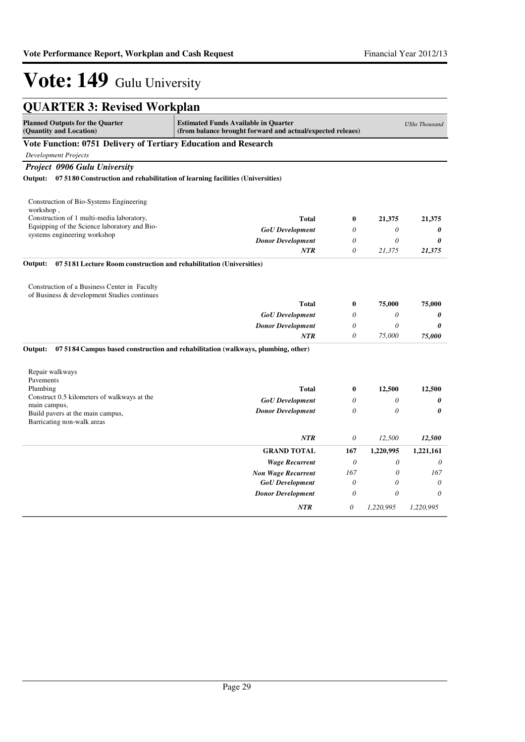# Vote: 149 Gulu University

## QUARTER 3: Revised Workplan

| Planned Outputs for the Quarter (Quantity and Location) | Estimated Funds Available in Quarter (from balance brought forward and actual/expected releaes) | | | *UShs Thousand* |
|---|---|---|---|---|

### Vote Function: 0751 Delivery of Tertiary Education and Research

*Development Projects*

***Project 0906 Gulu University***

**Output: 07 5180 Construction and rehabilitation of learning facilities (Universities)**

| Planned Outputs | | | | |
|---|---|---|---|---|
| Construction of Bio-Systems Engineering workshop ,<br>Construction of 1 multi-media laboratory,<br>Equipping of the Science laboratory and Bio-systems engineering workshop | **Total** | **0** | **21,375** | **21,375** |
| | *GoU Development* | *0* | *0* | ***0*** |
| | *Donor Development* | *0* | *0* | ***0*** |
| | *NTR* | *0* | *21,375* | ***21,375*** |

**Output: 07 5181 Lecture Room construction and rehabilitation (Universities)**

| Planned Outputs | | | | |
|---|---|---|---|---|
| Construction of a Business Center in Faculty of Business & development Studies continues | **Total** | **0** | **75,000** | **75,000** |
| | *GoU Development* | *0* | *0* | ***0*** |
| | *Donor Development* | *0* | *0* | ***0*** |
| | *NTR* | *0* | *75,000* | ***75,000*** |

**Output: 07 5184 Campus based construction and rehabilitation (walkways, plumbing, other)**

| Planned Outputs | | | | |
|---|---|---|---|---|
| Repair walkways<br>Pavements<br>Plumbing<br>Construct 0.5 kilometers of walkways at the main campus,<br>Build pavers at the main campus,<br>Barricating non-walk areas | **Total** | **0** | **12,500** | **12,500** |
| | *GoU Development* | *0* | *0* | ***0*** |
| | *Donor Development* | *0* | *0* | ***0*** |
| | *NTR* | *0* | *12,500* | ***12,500*** |

| | | | | |
|---|---|---|---|---|
| | **GRAND TOTAL** | **167** | **1,220,995** | **1,221,161** |
| | *Wage Recurrent* | *0* | *0* | *0* |
| | *Non Wage Recurrent* | *167* | *0* | *167* |
| | *GoU Development* | *0* | *0* | *0* |
| | *Donor Development* | *0* | *0* | *0* |
| | *NTR* | *0* | *1,220,995* | *1,220,995* |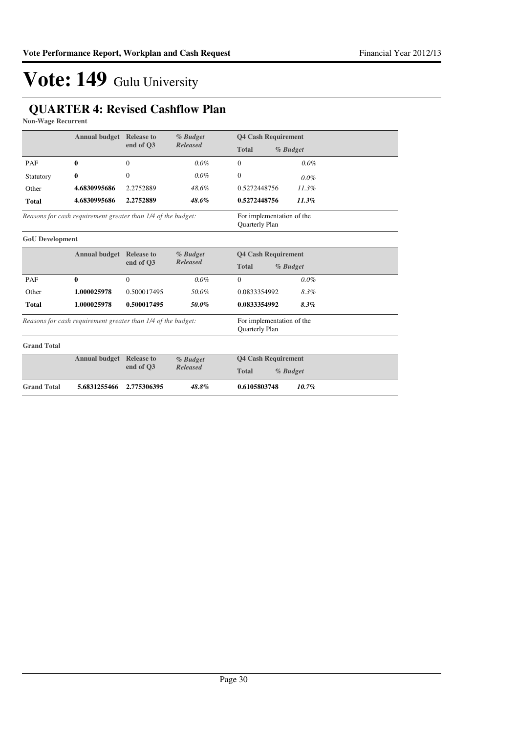# Vote: 149 Gulu University

## QUARTER 4: Revised Cashflow Plan

**Non-Wage Recurrent**

| | Annual budget | Release to end of Q3 | *% Budget Released* | Q4 Cash Requirement | |
|---|---|---|---|---|---|
| | | | | **Total** | *% Budget* |
| PAF | **0** | 0 | *0.0%* | 0 | *0.0%* |
| Statutory | **0** | 0 | *0.0%* | 0 | *0.0%* |
| Other | **4.6830995686** | 2.2752889 | *48.6%* | 0.5272448756 | *11.3%* |
| **Total** | **4.6830995686** | **2.2752889** | ***48.6%*** | **0.5272448756** | ***11.3%*** |

*Reasons for cash requirement greater than 1/4 of the budget:* For implementation of the Quarterly Plan

**GoU Development**

| | Annual budget | Release to end of Q3 | *% Budget Released* | Q4 Cash Requirement | |
|---|---|---|---|---|---|
| | | | | **Total** | *% Budget* |
| PAF | **0** | 0 | *0.0%* | 0 | *0.0%* |
| Other | **1.000025978** | 0.500017495 | *50.0%* | 0.0833354992 | *8.3%* |
| **Total** | **1.000025978** | **0.500017495** | ***50.0%*** | **0.0833354992** | ***8.3%*** |

*Reasons for cash requirement greater than 1/4 of the budget:* For implementation of the Quarterly Plan

**Grand Total**

| | Annual budget | Release to end of Q3 | *% Budget Released* | Q4 Cash Requirement | |
|---|---|---|---|---|---|
| | | | | **Total** | *% Budget* |
| **Grand Total** | **5.6831255466** | **2.775306395** | ***48.8%*** | **0.6105803748** | ***10.7%*** |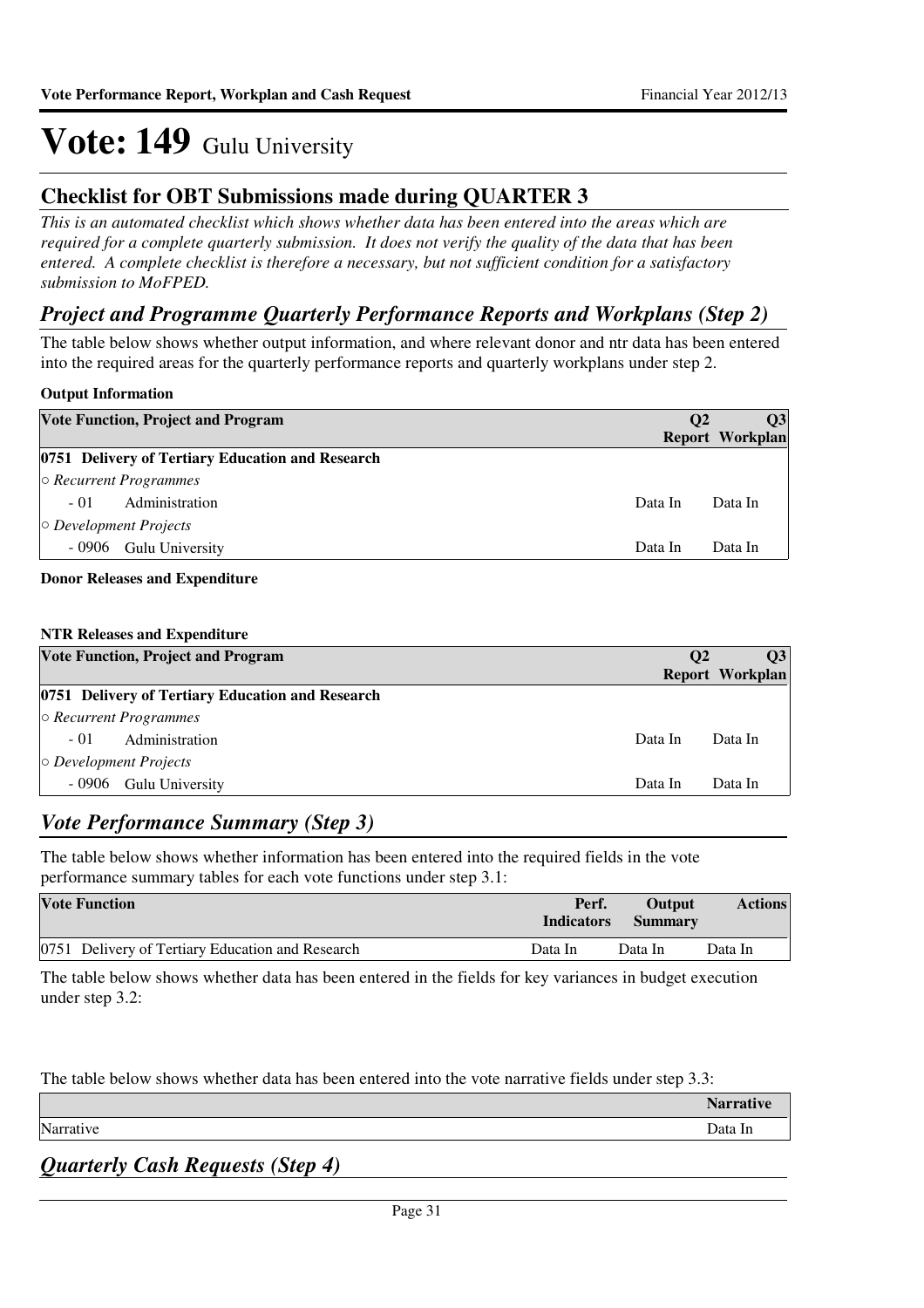# Vote: 149 Gulu University

## Checklist for OBT Submissions made during QUARTER 3

*This is an automated checklist which shows whether data has been entered into the areas which are required for a complete quarterly submission. It does not verify the quality of the data that has been entered. A complete checklist is therefore a necessary, but not sufficient condition for a satisfactory submission to MoFPED.*

## *Project and Programme Quarterly Performance Reports and Workplans (Step 2)*

The table below shows whether output information, and where relevant donor and ntr data has been entered into the required areas for the quarterly performance reports and quarterly workplans under step 2.

**Output Information**

| Vote Function, Project and Program | Q2 Report | Q3 Workplan |
|---|---|---|
| **0751 Delivery of Tertiary Education and Research** | | |
| ○ *Recurrent Programmes* | | |
| - 01 Administration | Data In | Data In |
| ○ *Development Projects* | | |
| - 0906 Gulu University | Data In | Data In |

**Donor Releases and Expenditure**

**NTR Releases and Expenditure**

| Vote Function, Project and Program | Q2 Report | Q3 Workplan |
|---|---|---|
| **0751 Delivery of Tertiary Education and Research** | | |
| ○ *Recurrent Programmes* | | |
| - 01 Administration | Data In | Data In |
| ○ *Development Projects* | | |
| - 0906 Gulu University | Data In | Data In |

## *Vote Performance Summary (Step 3)*

The table below shows whether information has been entered into the required fields in the vote performance summary tables for each vote functions under step 3.1:

| Vote Function | Perf. Indicators | Output Summary | Actions |
|---|---|---|---|
| 0751 Delivery of Tertiary Education and Research | Data In | Data In | Data In |

The table below shows whether data has been entered in the fields for key variances in budget execution under step 3.2:

The table below shows whether data has been entered into the vote narrative fields under step 3.3:

| | Narrative |
|---|---|
| Narrative | Data In |

## *Quarterly Cash Requests (Step 4)*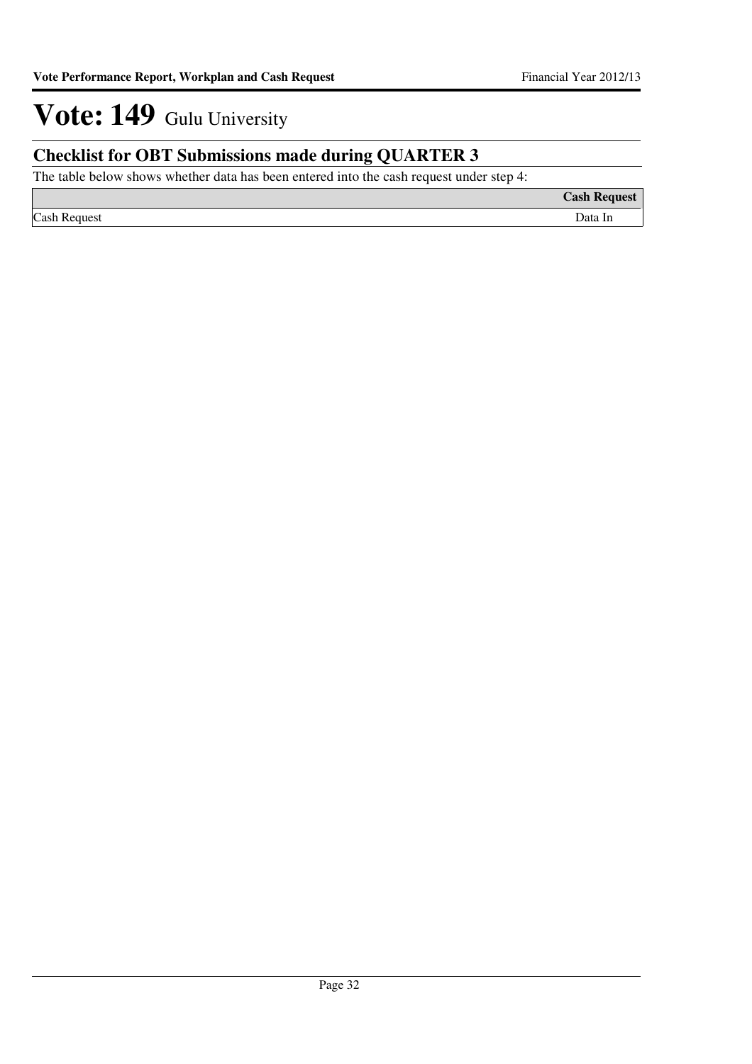# Vote: 149 Gulu University

## Checklist for OBT Submissions made during QUARTER 3

The table below shows whether data has been entered into the cash request under step 4:

| | Cash Request |
|---|---|
| Cash Request | Data In |